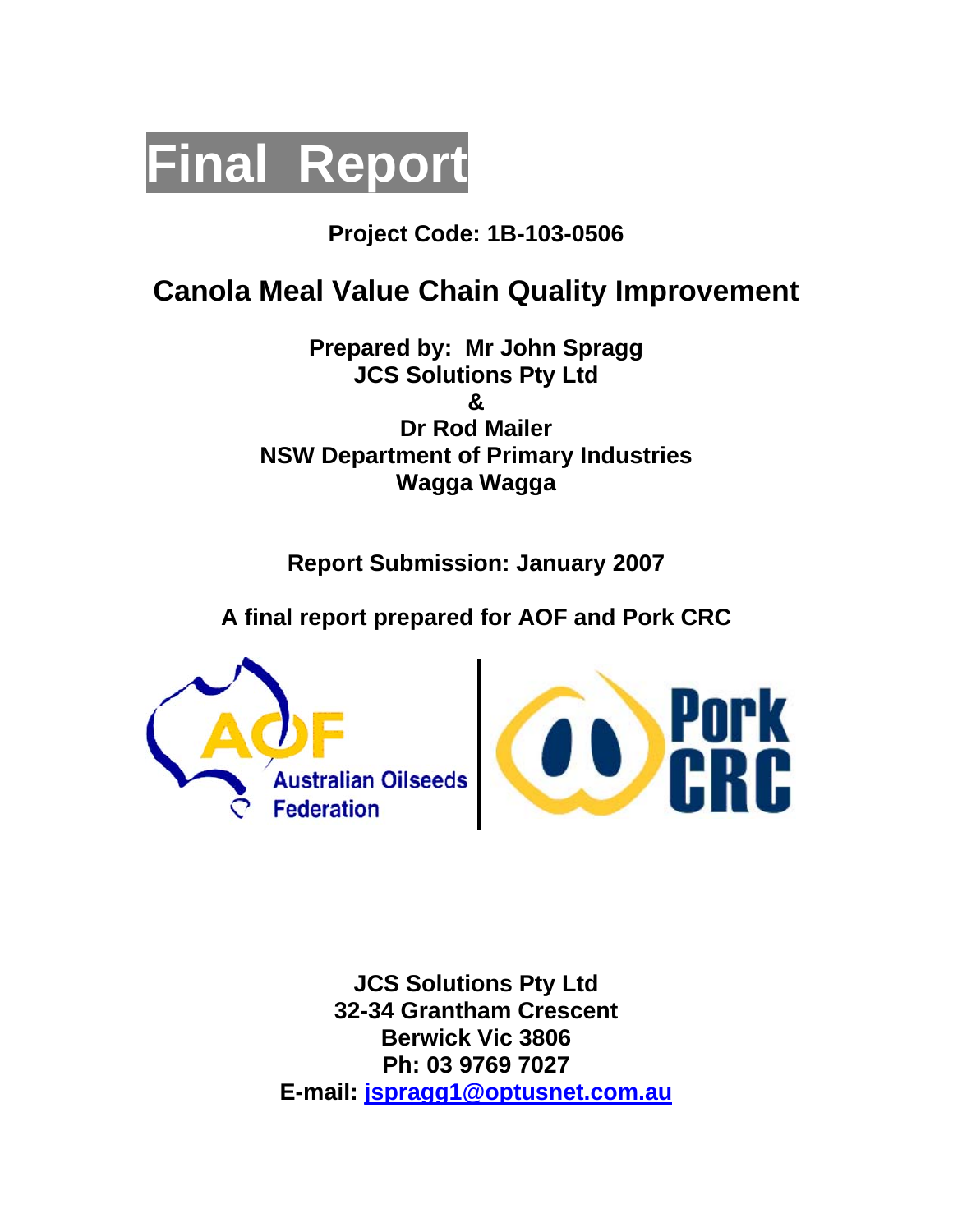# Final Report

**Project Code: 1B-103-0506**

## Canola Meal Value Chain Quality Improvement

**Prepared by: Mr John Spragg**
**JCS Solutions Pty Ltd**
**&**
**Dr Rod Mailer**
**NSW Department of Primary Industries**
**Wagga Wagga**

**Report Submission: January 2007**

**A final report prepared for AOF and Pork CRC**

AOF Australian Oilseeds Federation

Pork CRC

**JCS Solutions Pty Ltd**
**32-34 Grantham Crescent**
**Berwick Vic 3806**
**Ph: 03 9769 7027**
**E-mail: [jspragg1@optusnet.com.au](mailto:jspragg1@optusnet.com.au)**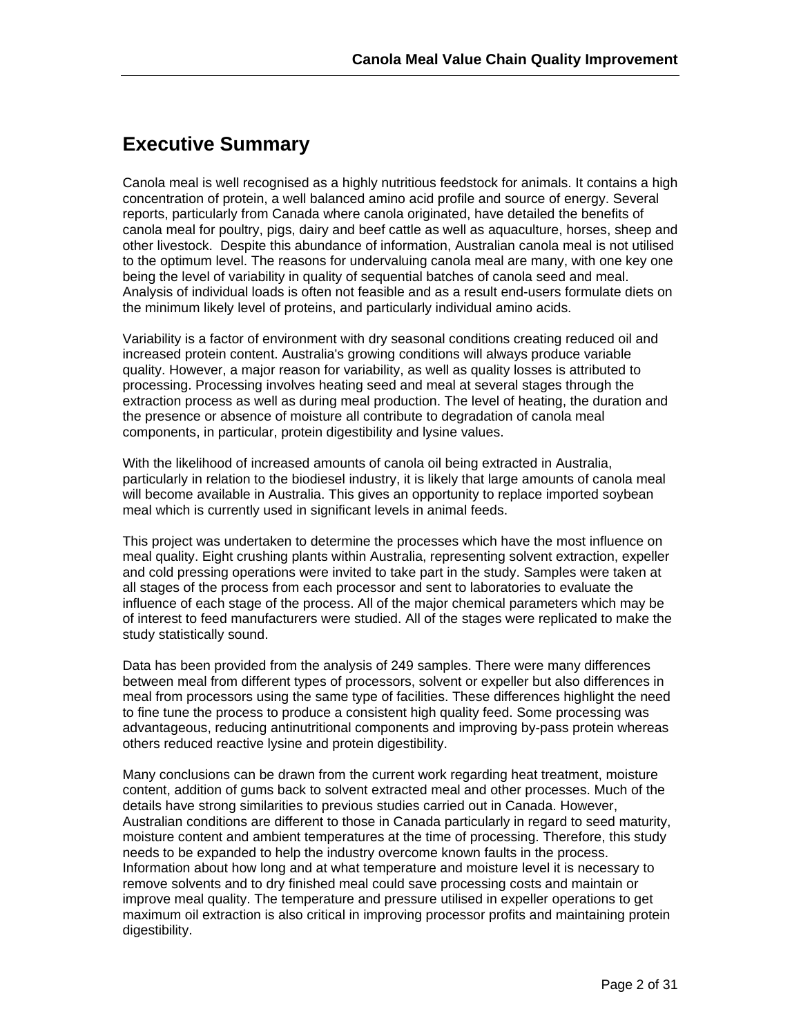# Executive Summary

Canola meal is well recognised as a highly nutritious feedstock for animals. It contains a high concentration of protein, a well balanced amino acid profile and source of energy. Several reports, particularly from Canada where canola originated, have detailed the benefits of canola meal for poultry, pigs, dairy and beef cattle as well as aquaculture, horses, sheep and other livestock. Despite this abundance of information, Australian canola meal is not utilised to the optimum level. The reasons for undervaluing canola meal are many, with one key one being the level of variability in quality of sequential batches of canola seed and meal. Analysis of individual loads is often not feasible and as a result end-users formulate diets on the minimum likely level of proteins, and particularly individual amino acids.

Variability is a factor of environment with dry seasonal conditions creating reduced oil and increased protein content. Australia's growing conditions will always produce variable quality. However, a major reason for variability, as well as quality losses is attributed to processing. Processing involves heating seed and meal at several stages through the extraction process as well as during meal production. The level of heating, the duration and the presence or absence of moisture all contribute to degradation of canola meal components, in particular, protein digestibility and lysine values.

With the likelihood of increased amounts of canola oil being extracted in Australia, particularly in relation to the biodiesel industry, it is likely that large amounts of canola meal will become available in Australia. This gives an opportunity to replace imported soybean meal which is currently used in significant levels in animal feeds.

This project was undertaken to determine the processes which have the most influence on meal quality. Eight crushing plants within Australia, representing solvent extraction, expeller and cold pressing operations were invited to take part in the study. Samples were taken at all stages of the process from each processor and sent to laboratories to evaluate the influence of each stage of the process. All of the major chemical parameters which may be of interest to feed manufacturers were studied. All of the stages were replicated to make the study statistically sound.

Data has been provided from the analysis of 249 samples. There were many differences between meal from different types of processors, solvent or expeller but also differences in meal from processors using the same type of facilities. These differences highlight the need to fine tune the process to produce a consistent high quality feed. Some processing was advantageous, reducing antinutritional components and improving by-pass protein whereas others reduced reactive lysine and protein digestibility.

Many conclusions can be drawn from the current work regarding heat treatment, moisture content, addition of gums back to solvent extracted meal and other processes. Much of the details have strong similarities to previous studies carried out in Canada. However, Australian conditions are different to those in Canada particularly in regard to seed maturity, moisture content and ambient temperatures at the time of processing. Therefore, this study needs to be expanded to help the industry overcome known faults in the process. Information about how long and at what temperature and moisture level it is necessary to remove solvents and to dry finished meal could save processing costs and maintain or improve meal quality. The temperature and pressure utilised in expeller operations to get maximum oil extraction is also critical in improving processor profits and maintaining protein digestibility.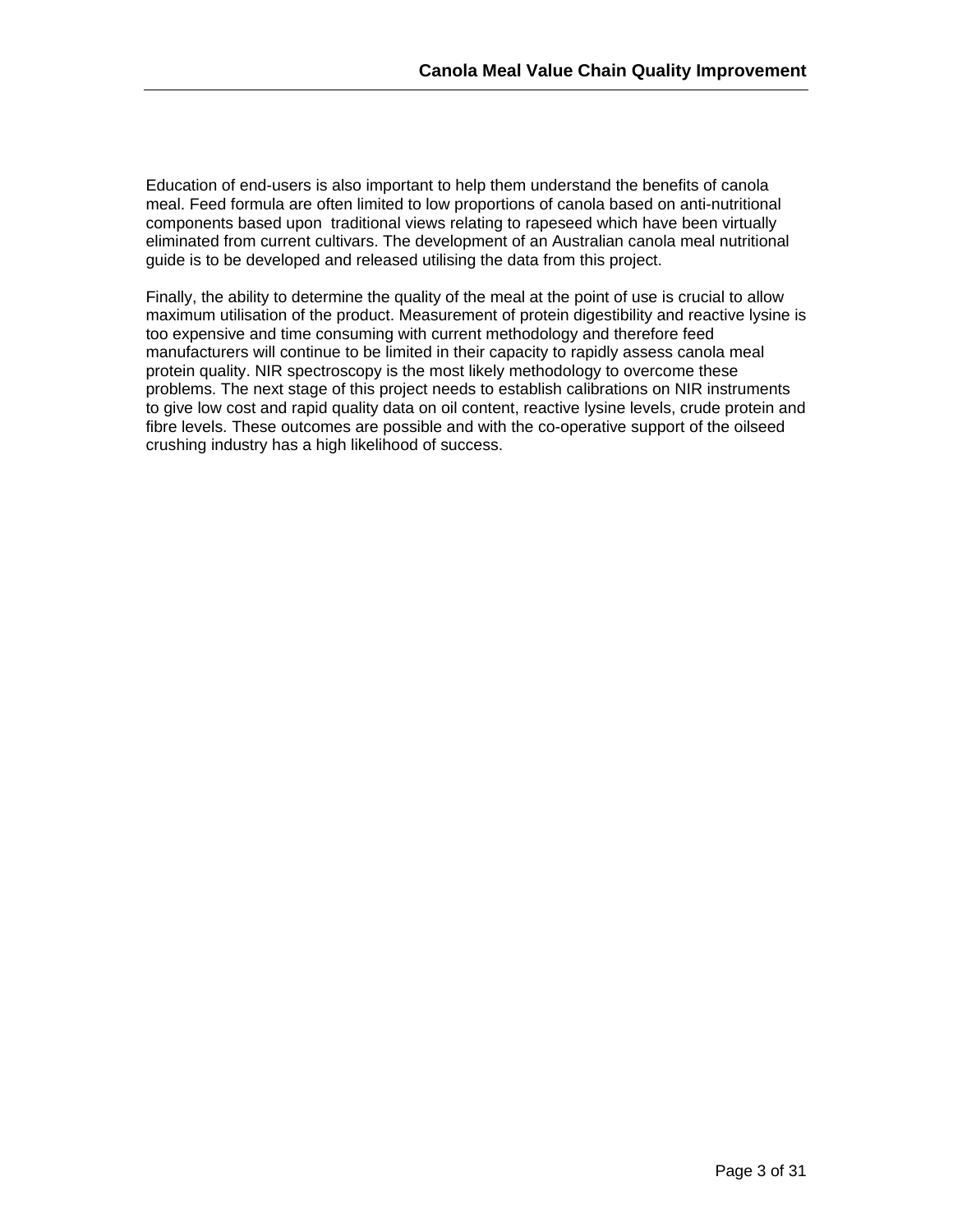Education of end-users is also important to help them understand the benefits of canola meal. Feed formula are often limited to low proportions of canola based on anti-nutritional components based upon  traditional views relating to rapeseed which have been virtually eliminated from current cultivars. The development of an Australian canola meal nutritional guide is to be developed and released utilising the data from this project.

Finally, the ability to determine the quality of the meal at the point of use is crucial to allow maximum utilisation of the product. Measurement of protein digestibility and reactive lysine is too expensive and time consuming with current methodology and therefore feed manufacturers will continue to be limited in their capacity to rapidly assess canola meal protein quality. NIR spectroscopy is the most likely methodology to overcome these problems. The next stage of this project needs to establish calibrations on NIR instruments to give low cost and rapid quality data on oil content, reactive lysine levels, crude protein and fibre levels. These outcomes are possible and with the co-operative support of the oilseed crushing industry has a high likelihood of success.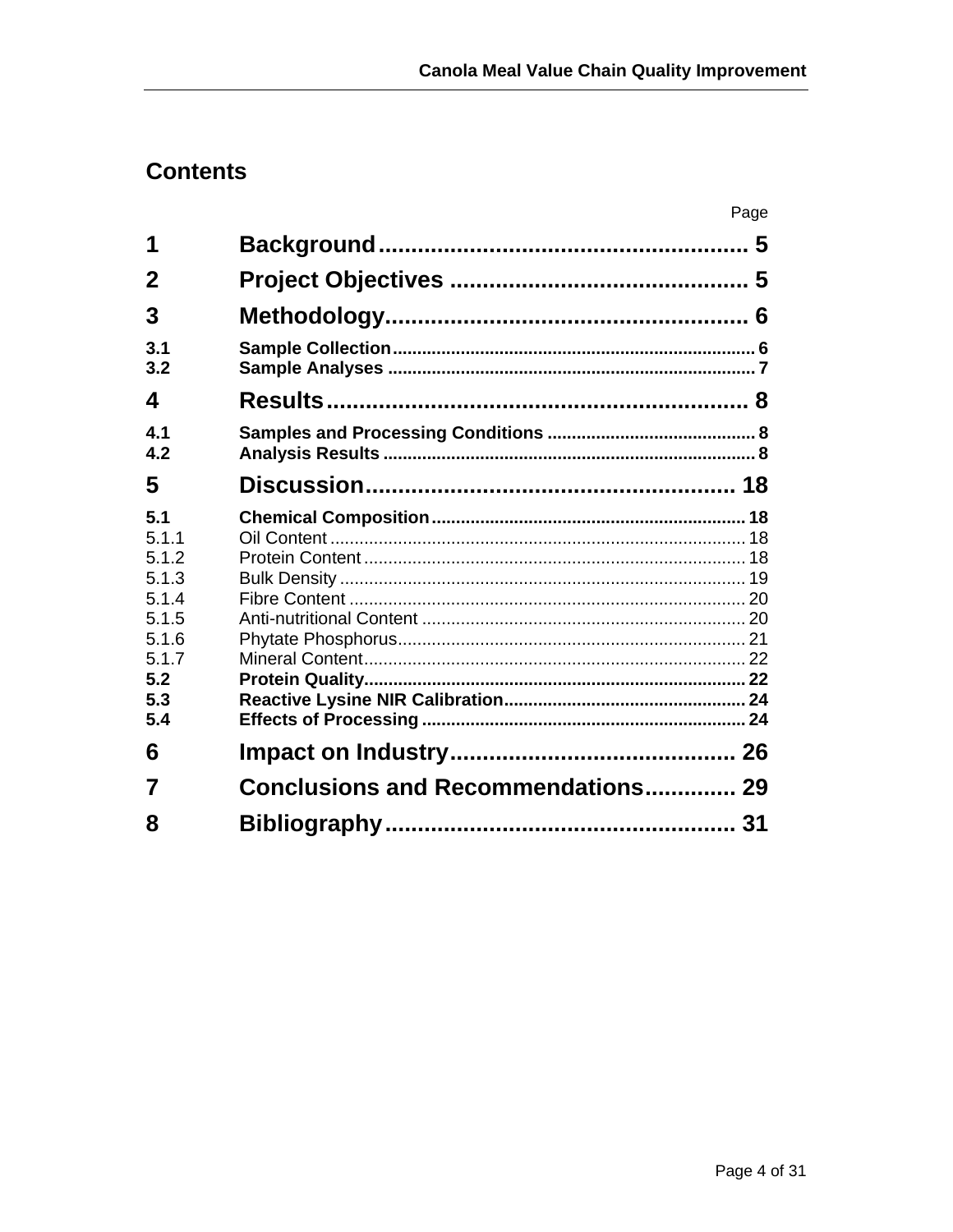# Contents

| | | Page |
|---|---|---|
| **1** | **Background** | **5** |
| **2** | **Project Objectives** | **5** |
| **3** | **Methodology** | **6** |
| **3.1** | **Sample Collection** | **6** |
| **3.2** | **Sample Analyses** | **7** |
| **4** | **Results** | **8** |
| **4.1** | **Samples and Processing Conditions** | **8** |
| **4.2** | **Analysis Results** | **8** |
| **5** | **Discussion** | **18** |
| **5.1** | **Chemical Composition** | **18** |
| 5.1.1 | Oil Content | 18 |
| 5.1.2 | Protein Content | 18 |
| 5.1.3 | Bulk Density | 19 |
| 5.1.4 | Fibre Content | 20 |
| 5.1.5 | Anti-nutritional Content | 20 |
| 5.1.6 | Phytate Phosphorus | 21 |
| 5.1.7 | Mineral Content | 22 |
| **5.2** | **Protein Quality** | **22** |
| **5.3** | **Reactive Lysine NIR Calibration** | **24** |
| **5.4** | **Effects of Processing** | **24** |
| **6** | **Impact on Industry** | **26** |
| **7** | **Conclusions and Recommendations** | **29** |
| **8** | **Bibliography** | **31** |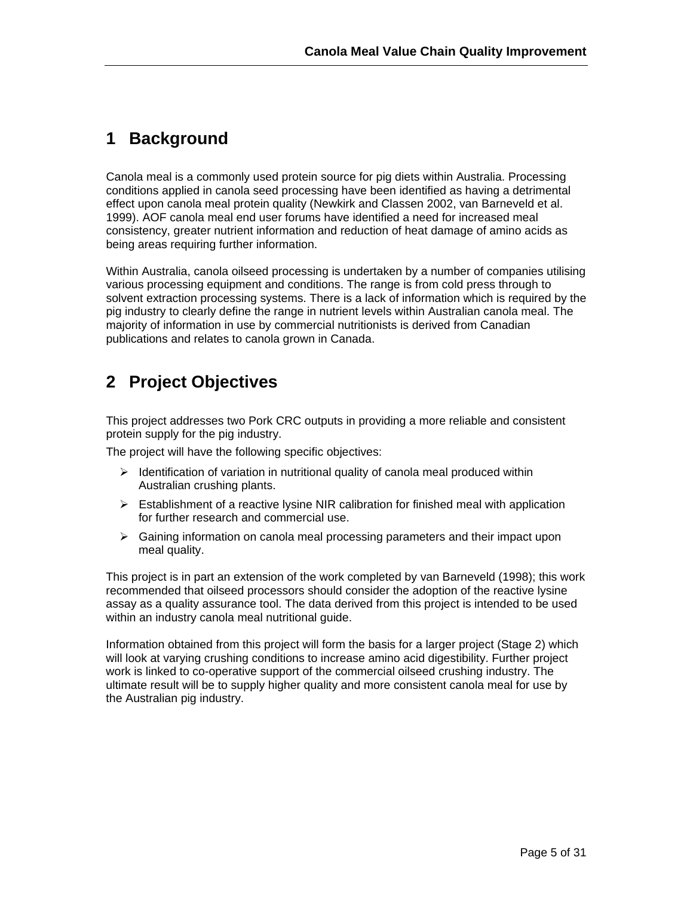# 1 Background

Canola meal is a commonly used protein source for pig diets within Australia. Processing conditions applied in canola seed processing have been identified as having a detrimental effect upon canola meal protein quality (Newkirk and Classen 2002, van Barneveld et al. 1999). AOF canola meal end user forums have identified a need for increased meal consistency, greater nutrient information and reduction of heat damage of amino acids as being areas requiring further information.

Within Australia, canola oilseed processing is undertaken by a number of companies utilising various processing equipment and conditions. The range is from cold press through to solvent extraction processing systems. There is a lack of information which is required by the pig industry to clearly define the range in nutrient levels within Australian canola meal. The majority of information in use by commercial nutritionists is derived from Canadian publications and relates to canola grown in Canada.

# 2 Project Objectives

This project addresses two Pork CRC outputs in providing a more reliable and consistent protein supply for the pig industry.

The project will have the following specific objectives:

- Identification of variation in nutritional quality of canola meal produced within Australian crushing plants.
- Establishment of a reactive lysine NIR calibration for finished meal with application for further research and commercial use.
- Gaining information on canola meal processing parameters and their impact upon meal quality.

This project is in part an extension of the work completed by van Barneveld (1998); this work recommended that oilseed processors should consider the adoption of the reactive lysine assay as a quality assurance tool. The data derived from this project is intended to be used within an industry canola meal nutritional guide.

Information obtained from this project will form the basis for a larger project (Stage 2) which will look at varying crushing conditions to increase amino acid digestibility. Further project work is linked to co-operative support of the commercial oilseed crushing industry. The ultimate result will be to supply higher quality and more consistent canola meal for use by the Australian pig industry.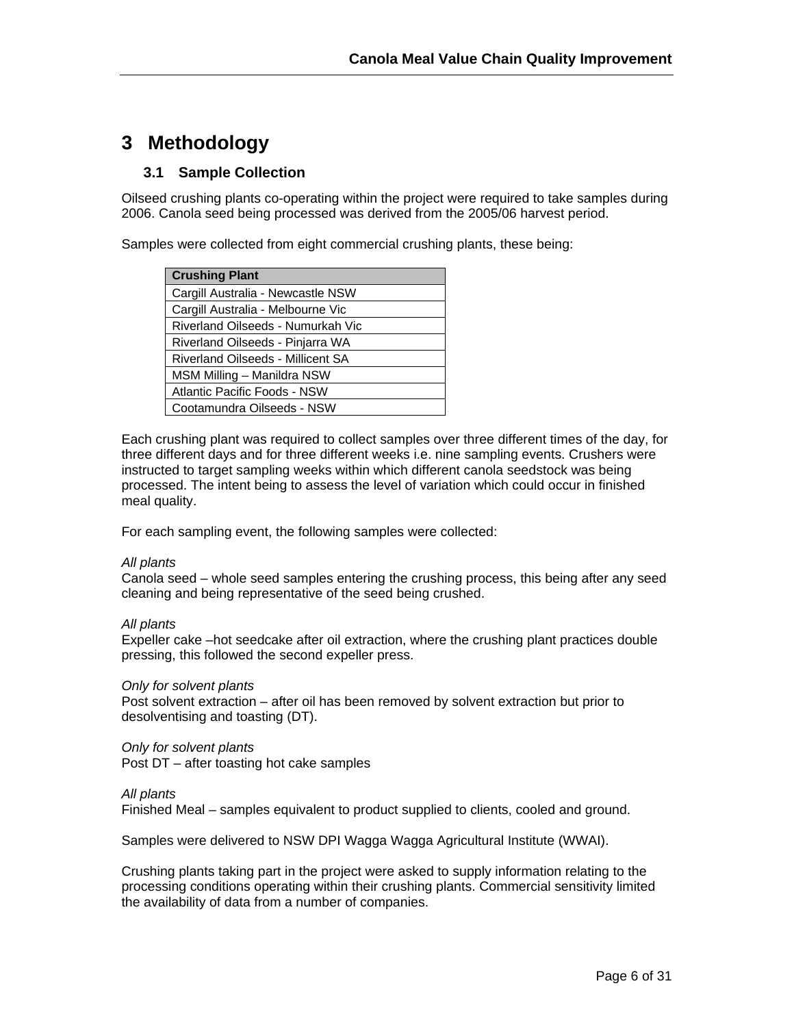# 3 Methodology

## 3.1 Sample Collection

Oilseed crushing plants co-operating within the project were required to take samples during 2006. Canola seed being processed was derived from the 2005/06 harvest period.

Samples were collected from eight commercial crushing plants, these being:

| Crushing Plant |
|---|
| Cargill Australia - Newcastle NSW |
| Cargill Australia - Melbourne Vic |
| Riverland Oilseeds - Numurkah Vic |
| Riverland Oilseeds - Pinjarra WA |
| Riverland Oilseeds - Millicent SA |
| MSM Milling – Manildra NSW |
| Atlantic Pacific Foods - NSW |
| Cootamundra Oilseeds - NSW |

Each crushing plant was required to collect samples over three different times of the day, for three different days and for three different weeks i.e. nine sampling events. Crushers were instructed to target sampling weeks within which different canola seedstock was being processed. The intent being to assess the level of variation which could occur in finished meal quality.

For each sampling event, the following samples were collected:

*All plants*
Canola seed – whole seed samples entering the crushing process, this being after any seed cleaning and being representative of the seed being crushed.

*All plants*
Expeller cake –hot seedcake after oil extraction, where the crushing plant practices double pressing, this followed the second expeller press.

*Only for solvent plants*
Post solvent extraction – after oil has been removed by solvent extraction but prior to desolventising and toasting (DT).

*Only for solvent plants*
Post DT – after toasting hot cake samples

*All plants*
Finished Meal – samples equivalent to product supplied to clients, cooled and ground.

Samples were delivered to NSW DPI Wagga Wagga Agricultural Institute (WWAI).

Crushing plants taking part in the project were asked to supply information relating to the processing conditions operating within their crushing plants. Commercial sensitivity limited the availability of data from a number of companies.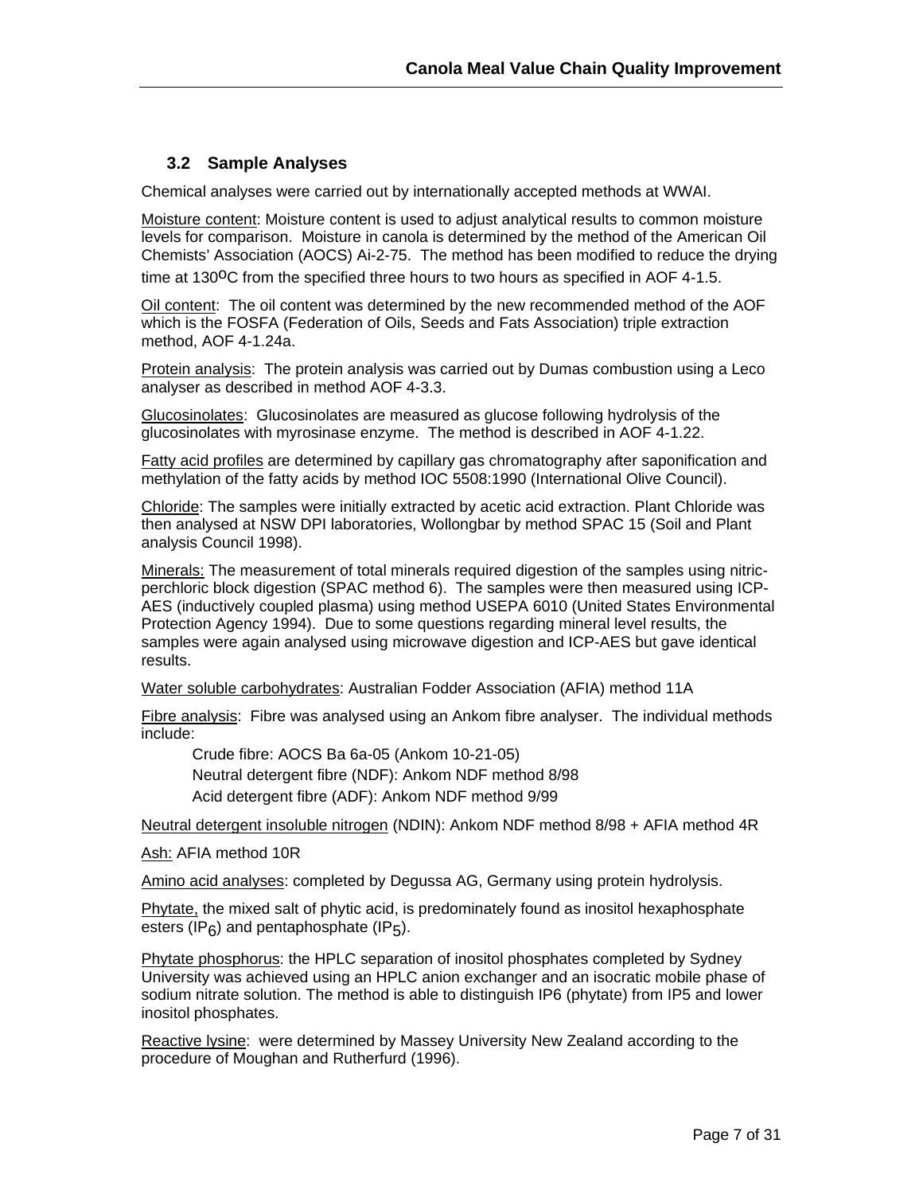## 3.2 Sample Analyses

Chemical analyses were carried out by internationally accepted methods at WWAI.

Moisture content: Moisture content is used to adjust analytical results to common moisture levels for comparison. Moisture in canola is determined by the method of the American Oil Chemists' Association (AOCS) Ai-2-75. The method has been modified to reduce the drying time at 130$^{o}$C from the specified three hours to two hours as specified in AOF 4-1.5.

Oil content: The oil content was determined by the new recommended method of the AOF which is the FOSFA (Federation of Oils, Seeds and Fats Association) triple extraction method, AOF 4-1.24a.

Protein analysis: The protein analysis was carried out by Dumas combustion using a Leco analyser as described in method AOF 4-3.3.

Glucosinolates: Glucosinolates are measured as glucose following hydrolysis of the glucosinolates with myrosinase enzyme. The method is described in AOF 4-1.22.

Fatty acid profiles are determined by capillary gas chromatography after saponification and methylation of the fatty acids by method IOC 5508:1990 (International Olive Council).

Chloride: The samples were initially extracted by acetic acid extraction. Plant Chloride was then analysed at NSW DPI laboratories, Wollongbar by method SPAC 15 (Soil and Plant analysis Council 1998).

Minerals: The measurement of total minerals required digestion of the samples using nitric-perchloric block digestion (SPAC method 6). The samples were then measured using ICP-AES (inductively coupled plasma) using method USEPA 6010 (United States Environmental Protection Agency 1994). Due to some questions regarding mineral level results, the samples were again analysed using microwave digestion and ICP-AES but gave identical results.

Water soluble carbohydrates: Australian Fodder Association (AFIA) method 11A

Fibre analysis: Fibre was analysed using an Ankom fibre analyser. The individual methods include:

Crude fibre: AOCS Ba 6a-05 (Ankom 10-21-05)

Neutral detergent fibre (NDF): Ankom NDF method 8/98

Acid detergent fibre (ADF): Ankom NDF method 9/99

Neutral detergent insoluble nitrogen (NDIN): Ankom NDF method 8/98 + AFIA method 4R

Ash: AFIA method 10R

Amino acid analyses: completed by Degussa AG, Germany using protein hydrolysis.

Phytate, the mixed salt of phytic acid, is predominately found as inositol hexaphosphate esters ($IP_6$) and pentaphosphate ($IP_5$).

Phytate phosphorus: the HPLC separation of inositol phosphates completed by Sydney University was achieved using an HPLC anion exchanger and an isocratic mobile phase of sodium nitrate solution. The method is able to distinguish IP6 (phytate) from IP5 and lower inositol phosphates.

Reactive lysine: were determined by Massey University New Zealand according to the procedure of Moughan and Rutherfurd (1996).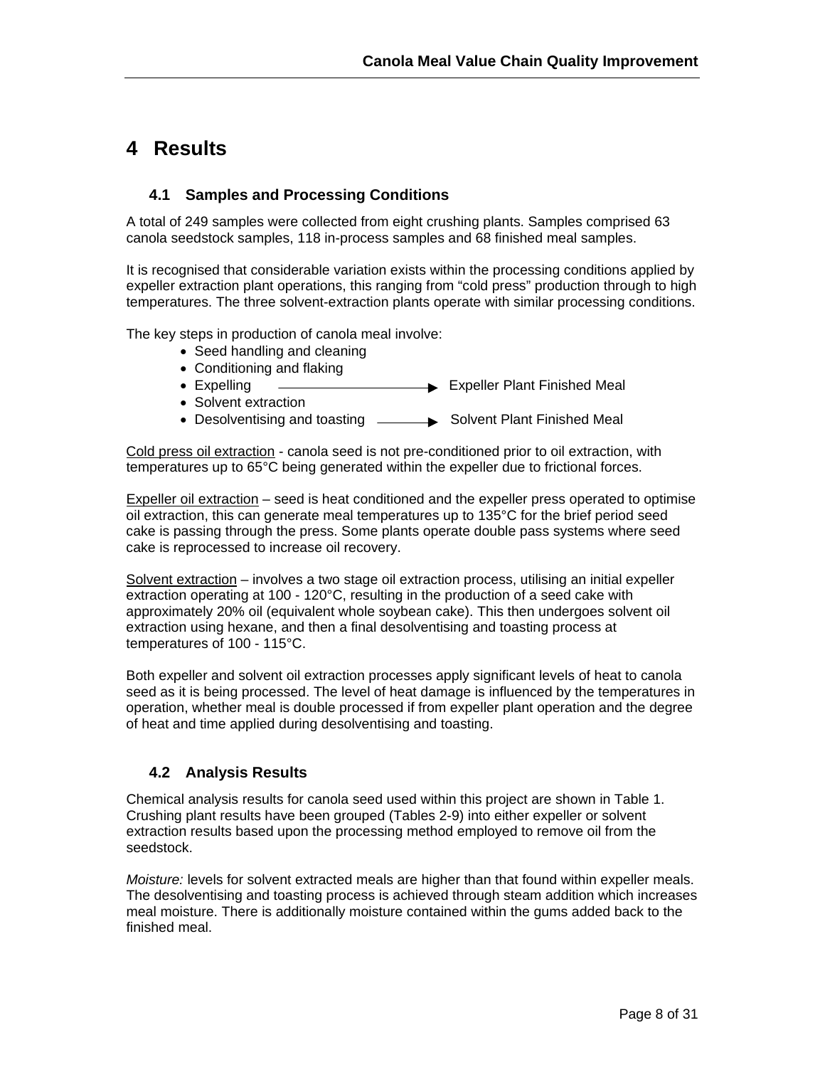# 4 Results

## 4.1 Samples and Processing Conditions

A total of 249 samples were collected from eight crushing plants. Samples comprised 63 canola seedstock samples, 118 in-process samples and 68 finished meal samples.

It is recognised that considerable variation exists within the processing conditions applied by expeller extraction plant operations, this ranging from "cold press" production through to high temperatures. The three solvent-extraction plants operate with similar processing conditions.

The key steps in production of canola meal involve:

- Seed handling and cleaning
- Conditioning and flaking
- Expelling → Expeller Plant Finished Meal
- Solvent extraction
- Desolventising and toasting → Solvent Plant Finished Meal

Cold press oil extraction - canola seed is not pre-conditioned prior to oil extraction, with temperatures up to 65°C being generated within the expeller due to frictional forces.

Expeller oil extraction – seed is heat conditioned and the expeller press operated to optimise oil extraction, this can generate meal temperatures up to 135°C for the brief period seed cake is passing through the press. Some plants operate double pass systems where seed cake is reprocessed to increase oil recovery.

Solvent extraction – involves a two stage oil extraction process, utilising an initial expeller extraction operating at 100 - 120°C, resulting in the production of a seed cake with approximately 20% oil (equivalent whole soybean cake). This then undergoes solvent oil extraction using hexane, and then a final desolventising and toasting process at temperatures of 100 - 115°C.

Both expeller and solvent oil extraction processes apply significant levels of heat to canola seed as it is being processed. The level of heat damage is influenced by the temperatures in operation, whether meal is double processed if from expeller plant operation and the degree of heat and time applied during desolventising and toasting.

## 4.2 Analysis Results

Chemical analysis results for canola seed used within this project are shown in Table 1. Crushing plant results have been grouped (Tables 2-9) into either expeller or solvent extraction results based upon the processing method employed to remove oil from the seedstock.

*Moisture:* levels for solvent extracted meals are higher than that found within expeller meals. The desolventising and toasting process is achieved through steam addition which increases meal moisture. There is additionally moisture contained within the gums added back to the finished meal.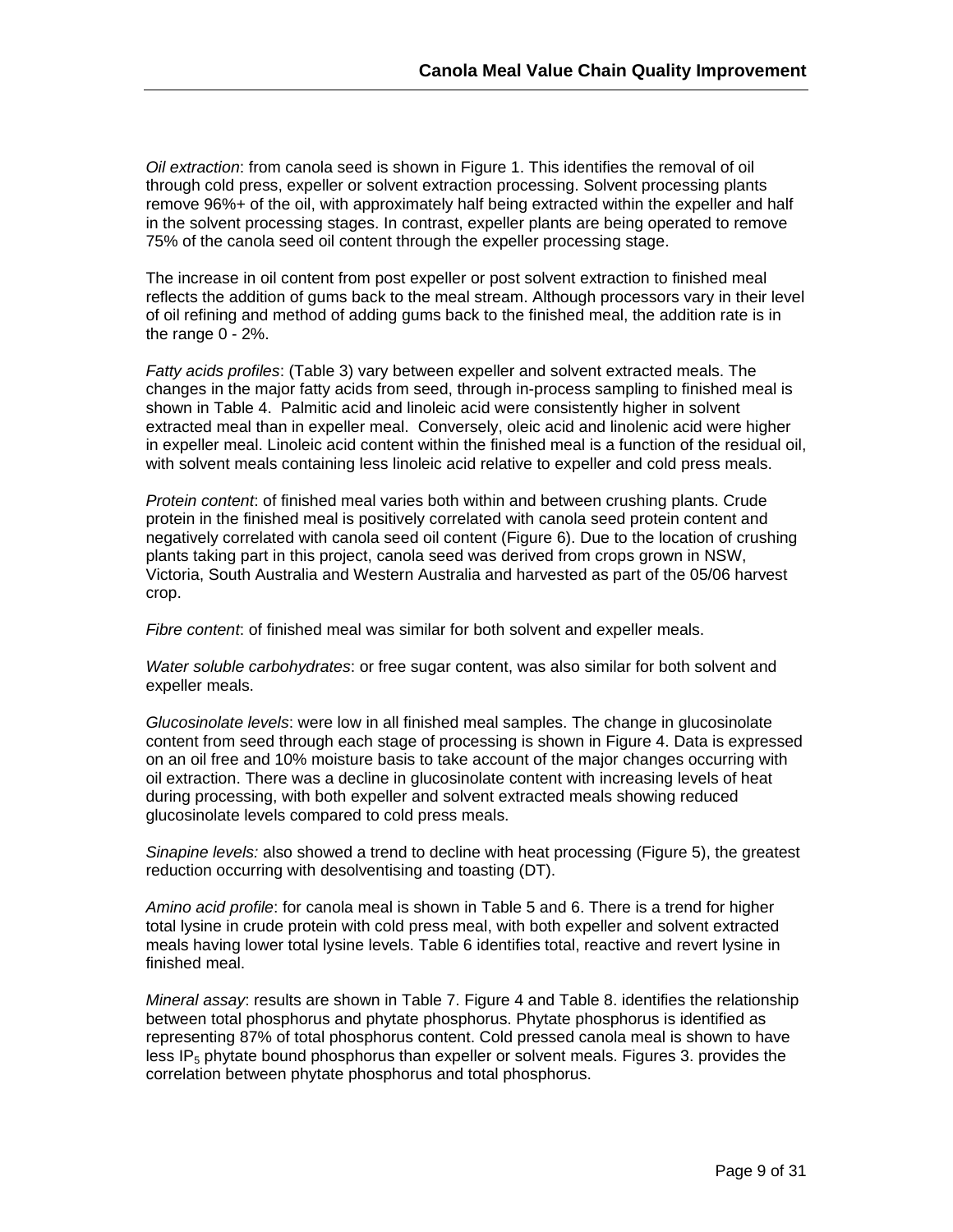*Oil extraction*: from canola seed is shown in Figure 1. This identifies the removal of oil through cold press, expeller or solvent extraction processing. Solvent processing plants remove 96%+ of the oil, with approximately half being extracted within the expeller and half in the solvent processing stages. In contrast, expeller plants are being operated to remove 75% of the canola seed oil content through the expeller processing stage.

The increase in oil content from post expeller or post solvent extraction to finished meal reflects the addition of gums back to the meal stream. Although processors vary in their level of oil refining and method of adding gums back to the finished meal, the addition rate is in the range 0 - 2%.

*Fatty acids profiles*: (Table 3) vary between expeller and solvent extracted meals. The changes in the major fatty acids from seed, through in-process sampling to finished meal is shown in Table 4. Palmitic acid and linoleic acid were consistently higher in solvent extracted meal than in expeller meal. Conversely, oleic acid and linolenic acid were higher in expeller meal. Linoleic acid content within the finished meal is a function of the residual oil, with solvent meals containing less linoleic acid relative to expeller and cold press meals.

*Protein content*: of finished meal varies both within and between crushing plants. Crude protein in the finished meal is positively correlated with canola seed protein content and negatively correlated with canola seed oil content (Figure 6). Due to the location of crushing plants taking part in this project, canola seed was derived from crops grown in NSW, Victoria, South Australia and Western Australia and harvested as part of the 05/06 harvest crop.

*Fibre content*: of finished meal was similar for both solvent and expeller meals.

*Water soluble carbohydrates*: or free sugar content, was also similar for both solvent and expeller meals.

*Glucosinolate levels*: were low in all finished meal samples. The change in glucosinolate content from seed through each stage of processing is shown in Figure 4. Data is expressed on an oil free and 10% moisture basis to take account of the major changes occurring with oil extraction. There was a decline in glucosinolate content with increasing levels of heat during processing, with both expeller and solvent extracted meals showing reduced glucosinolate levels compared to cold press meals.

*Sinapine levels:* also showed a trend to decline with heat processing (Figure 5), the greatest reduction occurring with desolventising and toasting (DT).

*Amino acid profile*: for canola meal is shown in Table 5 and 6. There is a trend for higher total lysine in crude protein with cold press meal, with both expeller and solvent extracted meals having lower total lysine levels. Table 6 identifies total, reactive and revert lysine in finished meal.

*Mineral assay*: results are shown in Table 7. Figure 4 and Table 8. identifies the relationship between total phosphorus and phytate phosphorus. Phytate phosphorus is identified as representing 87% of total phosphorus content. Cold pressed canola meal is shown to have less $IP_5$ phytate bound phosphorus than expeller or solvent meals. Figures 3. provides the correlation between phytate phosphorus and total phosphorus.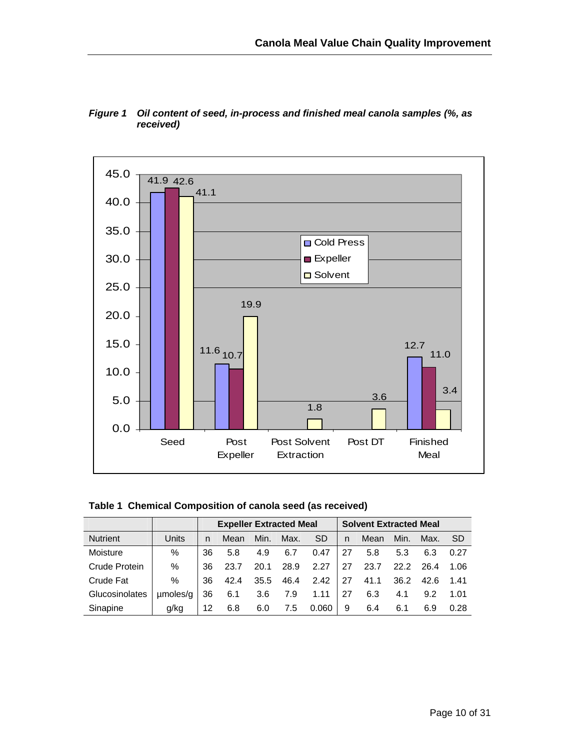*Figure 1 Oil content of seed, in-process and finished meal canola samples (%, as received)*

**Table 1 Chemical Composition of canola seed (as received)**

| | | Expeller Extracted Meal | | | | | Solvent Extracted Meal | | | | |
|---|---|---|---|---|---|---|---|---|---|---|---|
| Nutrient | Units | n | Mean | Min. | Max. | SD | n | Mean | Min. | Max. | SD |
| Moisture | % | 36 | 5.8 | 4.9 | 6.7 | 0.47 | 27 | 5.8 | 5.3 | 6.3 | 0.27 |
| Crude Protein | % | 36 | 23.7 | 20.1 | 28.9 | 2.27 | 27 | 23.7 | 22.2 | 26.4 | 1.06 |
| Crude Fat | % | 36 | 42.4 | 35.5 | 46.4 | 2.42 | 27 | 41.1 | 36.2 | 42.6 | 1.41 |
| Glucosinolates | µmoles/g | 36 | 6.1 | 3.6 | 7.9 | 1.11 | 27 | 6.3 | 4.1 | 9.2 | 1.01 |
| Sinapine | g/kg | 12 | 6.8 | 6.0 | 7.5 | 0.060 | 9 | 6.4 | 6.1 | 6.9 | 0.28 |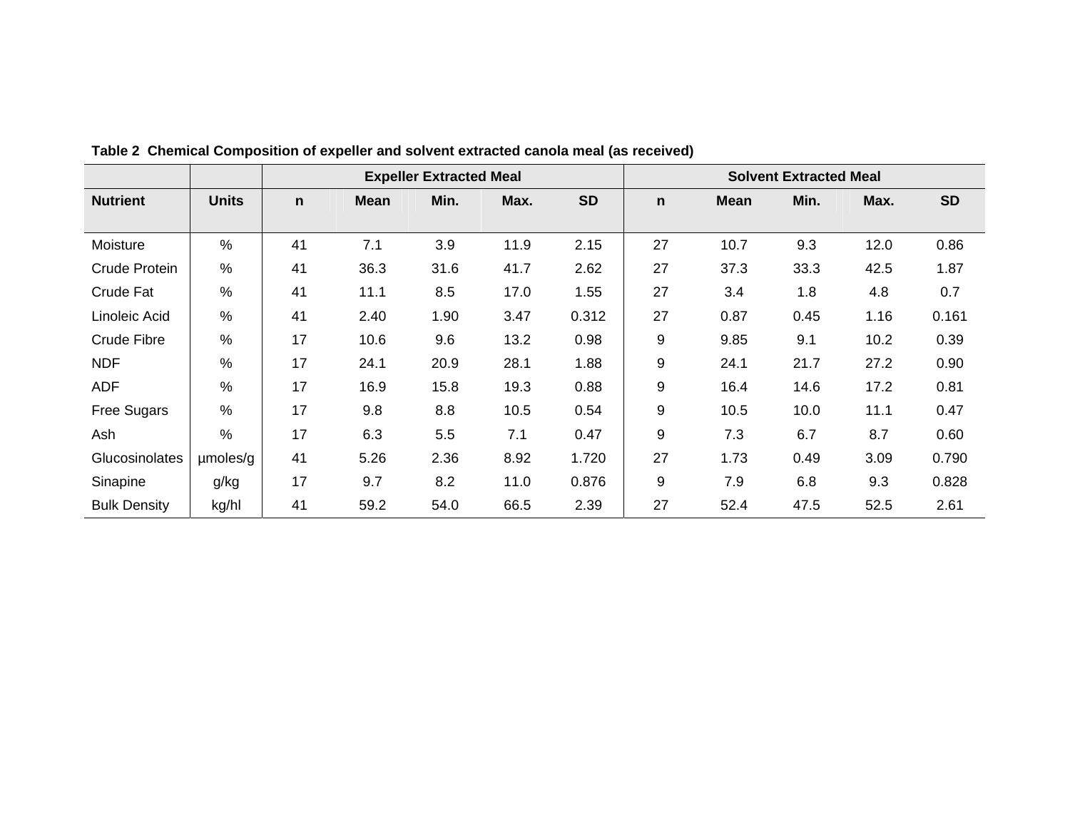**Table 2 Chemical Composition of expeller and solvent extracted canola meal (as received)**

| | | Expeller Extracted Meal | | | | | Solvent Extracted Meal | | | | |
|---|---|---|---|---|---|---|---|---|---|---|---|
| **Nutrient** | **Units** | **n** | **Mean** | **Min.** | **Max.** | **SD** | **n** | **Mean** | **Min.** | **Max.** | **SD** |
| Moisture | % | 41 | 7.1 | 3.9 | 11.9 | 2.15 | 27 | 10.7 | 9.3 | 12.0 | 0.86 |
| Crude Protein | % | 41 | 36.3 | 31.6 | 41.7 | 2.62 | 27 | 37.3 | 33.3 | 42.5 | 1.87 |
| Crude Fat | % | 41 | 11.1 | 8.5 | 17.0 | 1.55 | 27 | 3.4 | 1.8 | 4.8 | 0.7 |
| Linoleic Acid | % | 41 | 2.40 | 1.90 | 3.47 | 0.312 | 27 | 0.87 | 0.45 | 1.16 | 0.161 |
| Crude Fibre | % | 17 | 10.6 | 9.6 | 13.2 | 0.98 | 9 | 9.85 | 9.1 | 10.2 | 0.39 |
| NDF | % | 17 | 24.1 | 20.9 | 28.1 | 1.88 | 9 | 24.1 | 21.7 | 27.2 | 0.90 |
| ADF | % | 17 | 16.9 | 15.8 | 19.3 | 0.88 | 9 | 16.4 | 14.6 | 17.2 | 0.81 |
| Free Sugars | % | 17 | 9.8 | 8.8 | 10.5 | 0.54 | 9 | 10.5 | 10.0 | 11.1 | 0.47 |
| Ash | % | 17 | 6.3 | 5.5 | 7.1 | 0.47 | 9 | 7.3 | 6.7 | 8.7 | 0.60 |
| Glucosinolates | µmoles/g | 41 | 5.26 | 2.36 | 8.92 | 1.720 | 27 | 1.73 | 0.49 | 3.09 | 0.790 |
| Sinapine | g/kg | 17 | 9.7 | 8.2 | 11.0 | 0.876 | 9 | 7.9 | 6.8 | 9.3 | 0.828 |
| Bulk Density | kg/hl | 41 | 59.2 | 54.0 | 66.5 | 2.39 | 27 | 52.4 | 47.5 | 52.5 | 2.61 |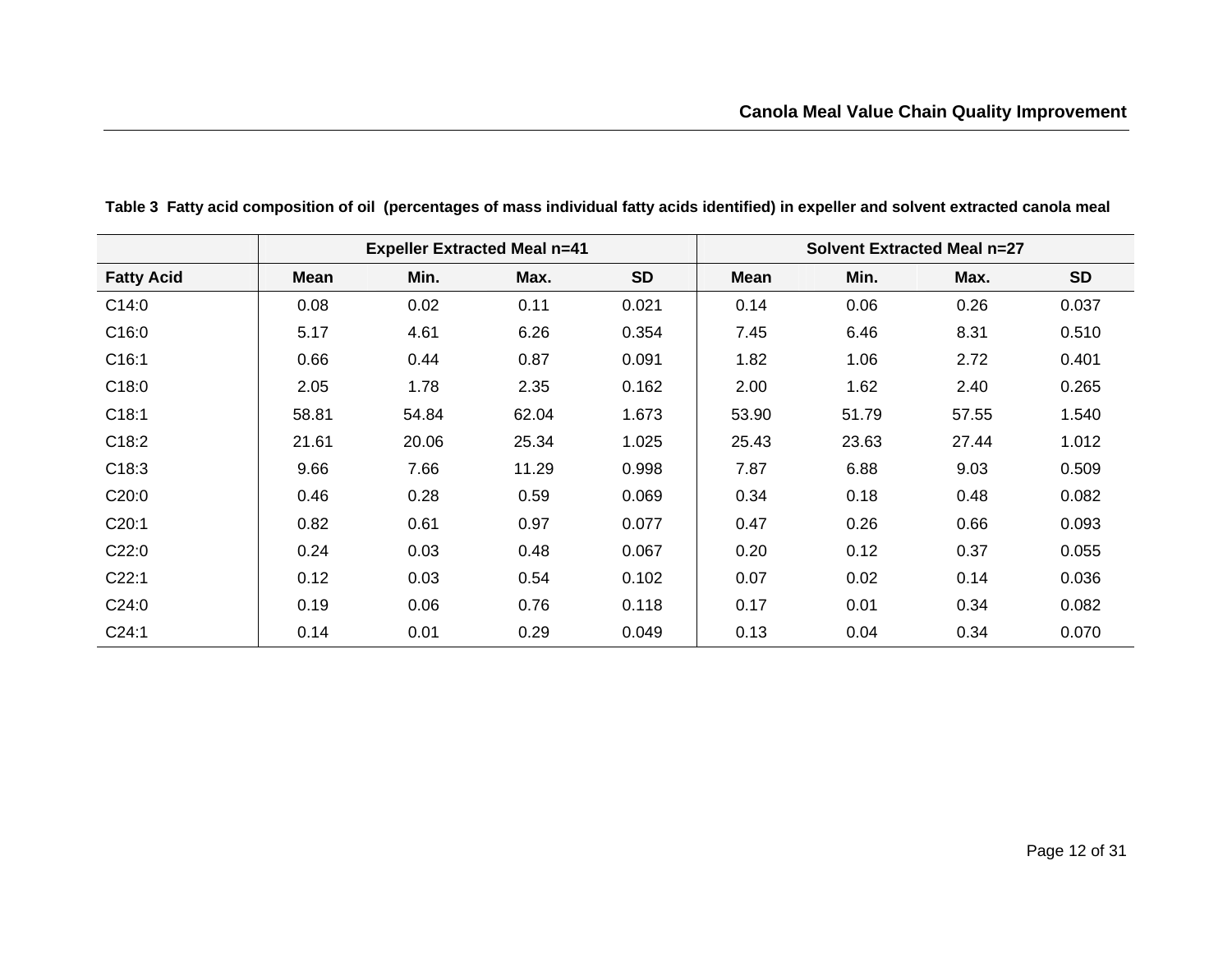**Table 3 Fatty acid composition of oil (percentages of mass individual fatty acids identified) in expeller and solvent extracted canola meal**

| | Expeller Extracted Meal n=41 | | | | Solvent Extracted Meal n=27 | | | |
|---|---|---|---|---|---|---|---|---|
| **Fatty Acid** | **Mean** | **Min.** | **Max.** | **SD** | **Mean** | **Min.** | **Max.** | **SD** |
| C14:0 | 0.08 | 0.02 | 0.11 | 0.021 | 0.14 | 0.06 | 0.26 | 0.037 |
| C16:0 | 5.17 | 4.61 | 6.26 | 0.354 | 7.45 | 6.46 | 8.31 | 0.510 |
| C16:1 | 0.66 | 0.44 | 0.87 | 0.091 | 1.82 | 1.06 | 2.72 | 0.401 |
| C18:0 | 2.05 | 1.78 | 2.35 | 0.162 | 2.00 | 1.62 | 2.40 | 0.265 |
| C18:1 | 58.81 | 54.84 | 62.04 | 1.673 | 53.90 | 51.79 | 57.55 | 1.540 |
| C18:2 | 21.61 | 20.06 | 25.34 | 1.025 | 25.43 | 23.63 | 27.44 | 1.012 |
| C18:3 | 9.66 | 7.66 | 11.29 | 0.998 | 7.87 | 6.88 | 9.03 | 0.509 |
| C20:0 | 0.46 | 0.28 | 0.59 | 0.069 | 0.34 | 0.18 | 0.48 | 0.082 |
| C20:1 | 0.82 | 0.61 | 0.97 | 0.077 | 0.47 | 0.26 | 0.66 | 0.093 |
| C22:0 | 0.24 | 0.03 | 0.48 | 0.067 | 0.20 | 0.12 | 0.37 | 0.055 |
| C22:1 | 0.12 | 0.03 | 0.54 | 0.102 | 0.07 | 0.02 | 0.14 | 0.036 |
| C24:0 | 0.19 | 0.06 | 0.76 | 0.118 | 0.17 | 0.01 | 0.34 | 0.082 |
| C24:1 | 0.14 | 0.01 | 0.29 | 0.049 | 0.13 | 0.04 | 0.34 | 0.070 |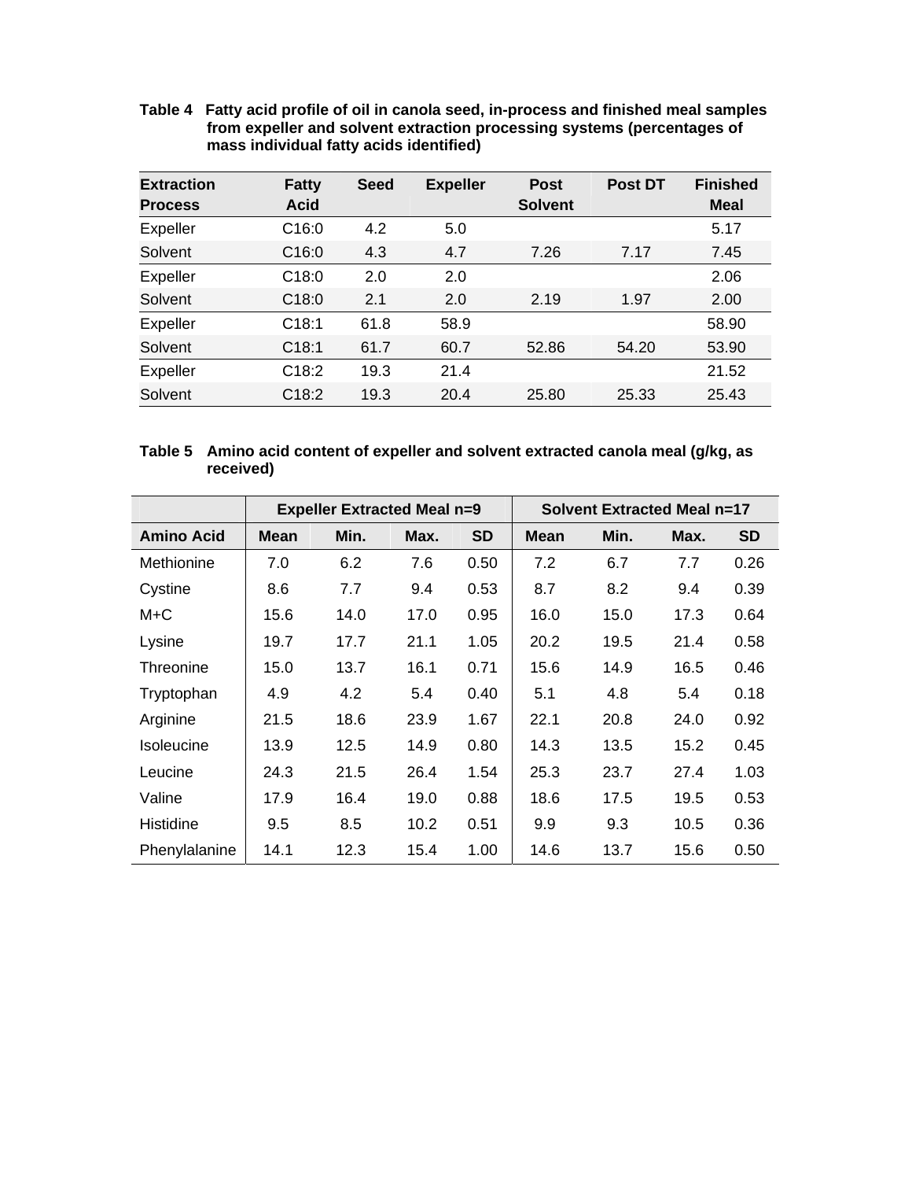**Table 4 Fatty acid profile of oil in canola seed, in-process and finished meal samples from expeller and solvent extraction processing systems (percentages of mass individual fatty acids identified)**

| Extraction Process | Fatty Acid | Seed | Expeller | Post Solvent | Post DT | Finished Meal |
|---|---|---|---|---|---|---|
| Expeller | C16:0 | 4.2 | 5.0 | | | 5.17 |
| Solvent | C16:0 | 4.3 | 4.7 | 7.26 | 7.17 | 7.45 |
| Expeller | C18:0 | 2.0 | 2.0 | | | 2.06 |
| Solvent | C18:0 | 2.1 | 2.0 | 2.19 | 1.97 | 2.00 |
| Expeller | C18:1 | 61.8 | 58.9 | | | 58.90 |
| Solvent | C18:1 | 61.7 | 60.7 | 52.86 | 54.20 | 53.90 |
| Expeller | C18:2 | 19.3 | 21.4 | | | 21.52 |
| Solvent | C18:2 | 19.3 | 20.4 | 25.80 | 25.33 | 25.43 |

**Table 5 Amino acid content of expeller and solvent extracted canola meal (g/kg, as received)**

| | Expeller Extracted Meal n=9 | | | | Solvent Extracted Meal n=17 | | | |
|---|---|---|---|---|---|---|---|---|
| **Amino Acid** | **Mean** | **Min.** | **Max.** | **SD** | **Mean** | **Min.** | **Max.** | **SD** |
| Methionine | 7.0 | 6.2 | 7.6 | 0.50 | 7.2 | 6.7 | 7.7 | 0.26 |
| Cystine | 8.6 | 7.7 | 9.4 | 0.53 | 8.7 | 8.2 | 9.4 | 0.39 |
| M+C | 15.6 | 14.0 | 17.0 | 0.95 | 16.0 | 15.0 | 17.3 | 0.64 |
| Lysine | 19.7 | 17.7 | 21.1 | 1.05 | 20.2 | 19.5 | 21.4 | 0.58 |
| Threonine | 15.0 | 13.7 | 16.1 | 0.71 | 15.6 | 14.9 | 16.5 | 0.46 |
| Tryptophan | 4.9 | 4.2 | 5.4 | 0.40 | 5.1 | 4.8 | 5.4 | 0.18 |
| Arginine | 21.5 | 18.6 | 23.9 | 1.67 | 22.1 | 20.8 | 24.0 | 0.92 |
| Isoleucine | 13.9 | 12.5 | 14.9 | 0.80 | 14.3 | 13.5 | 15.2 | 0.45 |
| Leucine | 24.3 | 21.5 | 26.4 | 1.54 | 25.3 | 23.7 | 27.4 | 1.03 |
| Valine | 17.9 | 16.4 | 19.0 | 0.88 | 18.6 | 17.5 | 19.5 | 0.53 |
| Histidine | 9.5 | 8.5 | 10.2 | 0.51 | 9.9 | 9.3 | 10.5 | 0.36 |
| Phenylalanine | 14.1 | 12.3 | 15.4 | 1.00 | 14.6 | 13.7 | 15.6 | 0.50 |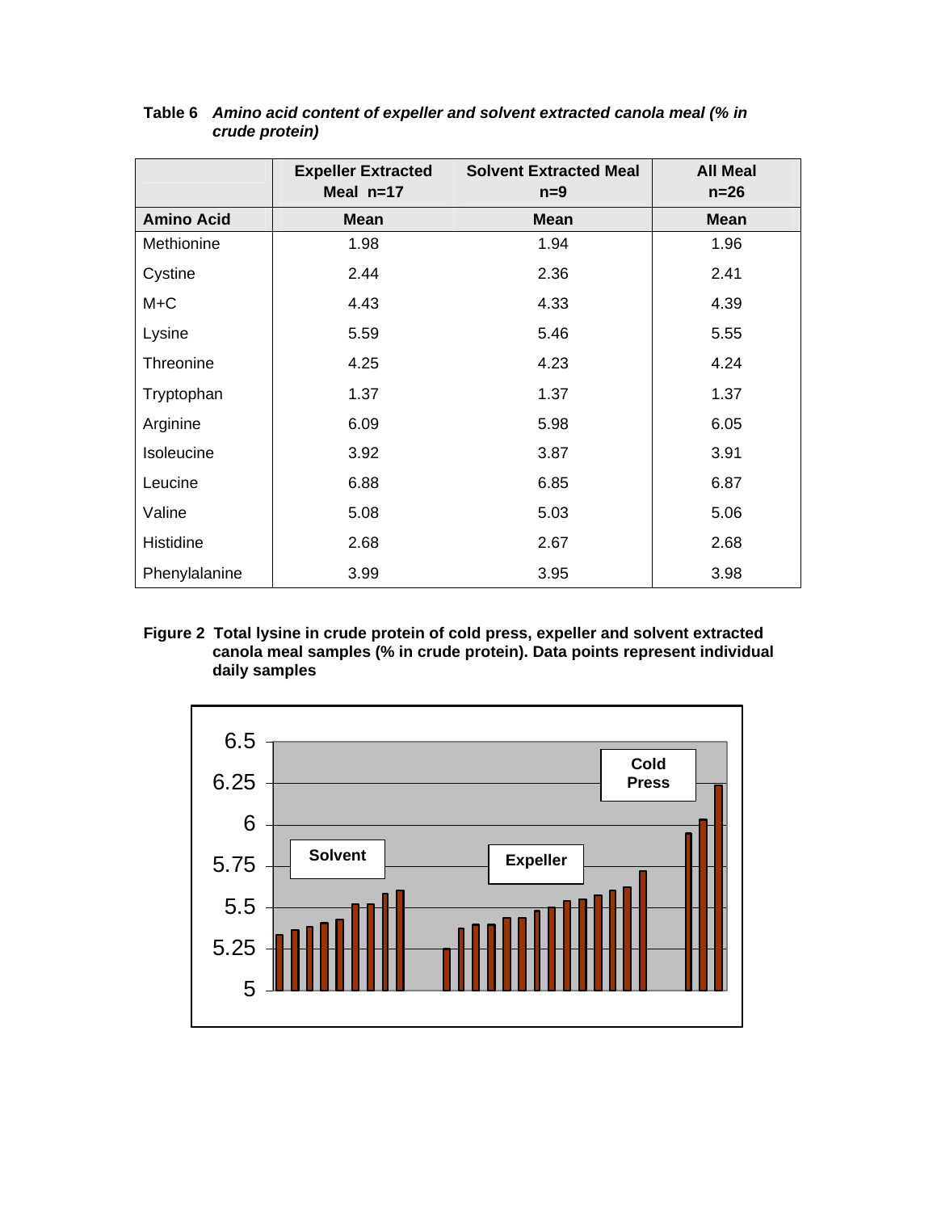**Table 6** ***Amino acid content of expeller and solvent extracted canola meal (% in crude protein)***

| | Expeller Extracted Meal n=17 | Solvent Extracted Meal n=9 | All Meal n=26 |
|---|---|---|---|
| **Amino Acid** | **Mean** | **Mean** | **Mean** |
| Methionine | 1.98 | 1.94 | 1.96 |
| Cystine | 2.44 | 2.36 | 2.41 |
| M+C | 4.43 | 4.33 | 4.39 |
| Lysine | 5.59 | 5.46 | 5.55 |
| Threonine | 4.25 | 4.23 | 4.24 |
| Tryptophan | 1.37 | 1.37 | 1.37 |
| Arginine | 6.09 | 5.98 | 6.05 |
| Isoleucine | 3.92 | 3.87 | 3.91 |
| Leucine | 6.88 | 6.85 | 6.87 |
| Valine | 5.08 | 5.03 | 5.06 |
| Histidine | 2.68 | 2.67 | 2.68 |
| Phenylalanine | 3.99 | 3.95 | 3.98 |

**Figure 2 Total lysine in crude protein of cold press, expeller and solvent extracted canola meal samples (% in crude protein). Data points represent individual daily samples**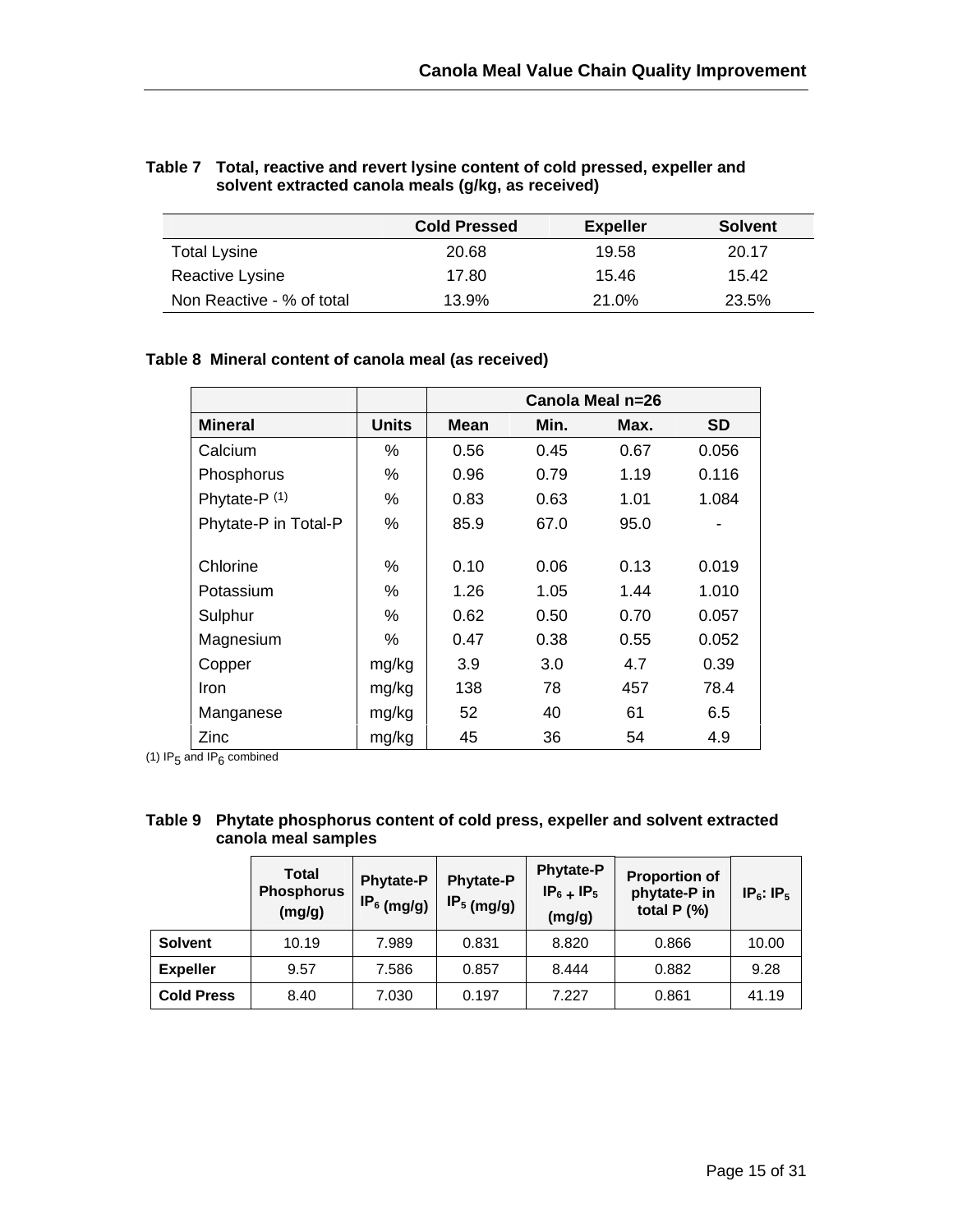**Table 7 Total, reactive and revert lysine content of cold pressed, expeller and solvent extracted canola meals (g/kg, as received)**

| | Cold Pressed | Expeller | Solvent |
|---|---|---|---|
| Total Lysine | 20.68 | 19.58 | 20.17 |
| Reactive Lysine | 17.80 | 15.46 | 15.42 |
| Non Reactive - % of total | 13.9% | 21.0% | 23.5% |

**Table 8 Mineral content of canola meal (as received)**

| | | Canola Meal n=26 | | | |
|---|---|---|---|---|---|
| **Mineral** | **Units** | **Mean** | **Min.** | **Max.** | **SD** |
| Calcium | % | 0.56 | 0.45 | 0.67 | 0.056 |
| Phosphorus | % | 0.96 | 0.79 | 1.19 | 0.116 |
| Phytate-P (1) | % | 0.83 | 0.63 | 1.01 | 1.084 |
| Phytate-P in Total-P | % | 85.9 | 67.0 | 95.0 | - |
| Chlorine | % | 0.10 | 0.06 | 0.13 | 0.019 |
| Potassium | % | 1.26 | 1.05 | 1.44 | 1.010 |
| Sulphur | % | 0.62 | 0.50 | 0.70 | 0.057 |
| Magnesium | % | 0.47 | 0.38 | 0.55 | 0.052 |
| Copper | mg/kg | 3.9 | 3.0 | 4.7 | 0.39 |
| Iron | mg/kg | 138 | 78 | 457 | 78.4 |
| Manganese | mg/kg | 52 | 40 | 61 | 6.5 |
| Zinc | mg/kg | 45 | 36 | 54 | 4.9 |

(1) $IP_5$ and $IP_6$ combined

**Table 9 Phytate phosphorus content of cold press, expeller and solvent extracted canola meal samples**

| | Total Phosphorus (mg/g) | Phytate-P $IP_6$ (mg/g) | Phytate-P $IP_5$ (mg/g) | Phytate-P $IP_6 + IP_5$ (mg/g) | Proportion of phytate-P in total P (%) | $IP_6$: $IP_5$ |
|---|---|---|---|---|---|---|
| **Solvent** | 10.19 | 7.989 | 0.831 | 8.820 | 0.866 | 10.00 |
| **Expeller** | 9.57 | 7.586 | 0.857 | 8.444 | 0.882 | 9.28 |
| **Cold Press** | 8.40 | 7.030 | 0.197 | 7.227 | 0.861 | 41.19 |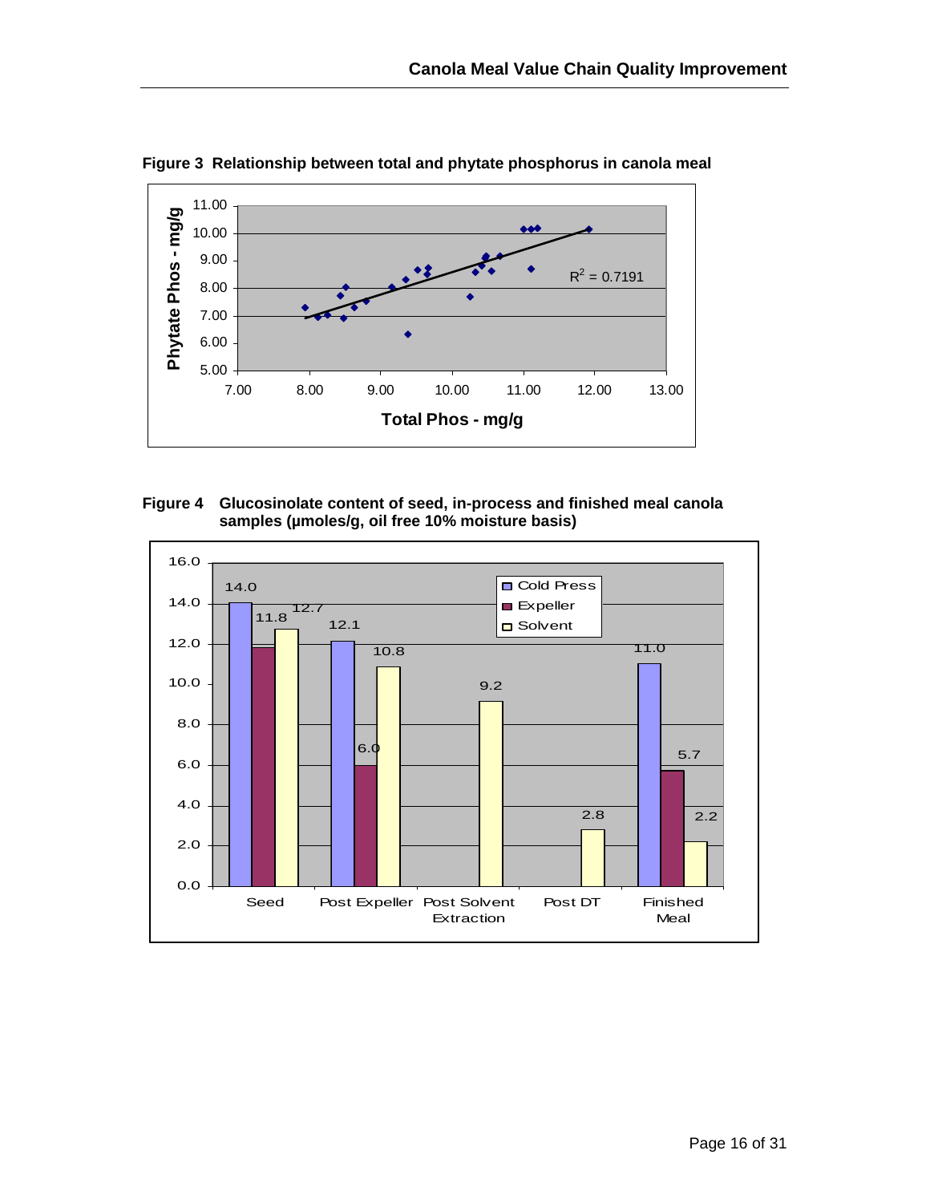**Figure 3 Relationship between total and phytate phosphorus in canola meal**

**Figure 4 Glucosinolate content of seed, in-process and finished meal canola samples (µmoles/g, oil free 10% moisture basis)**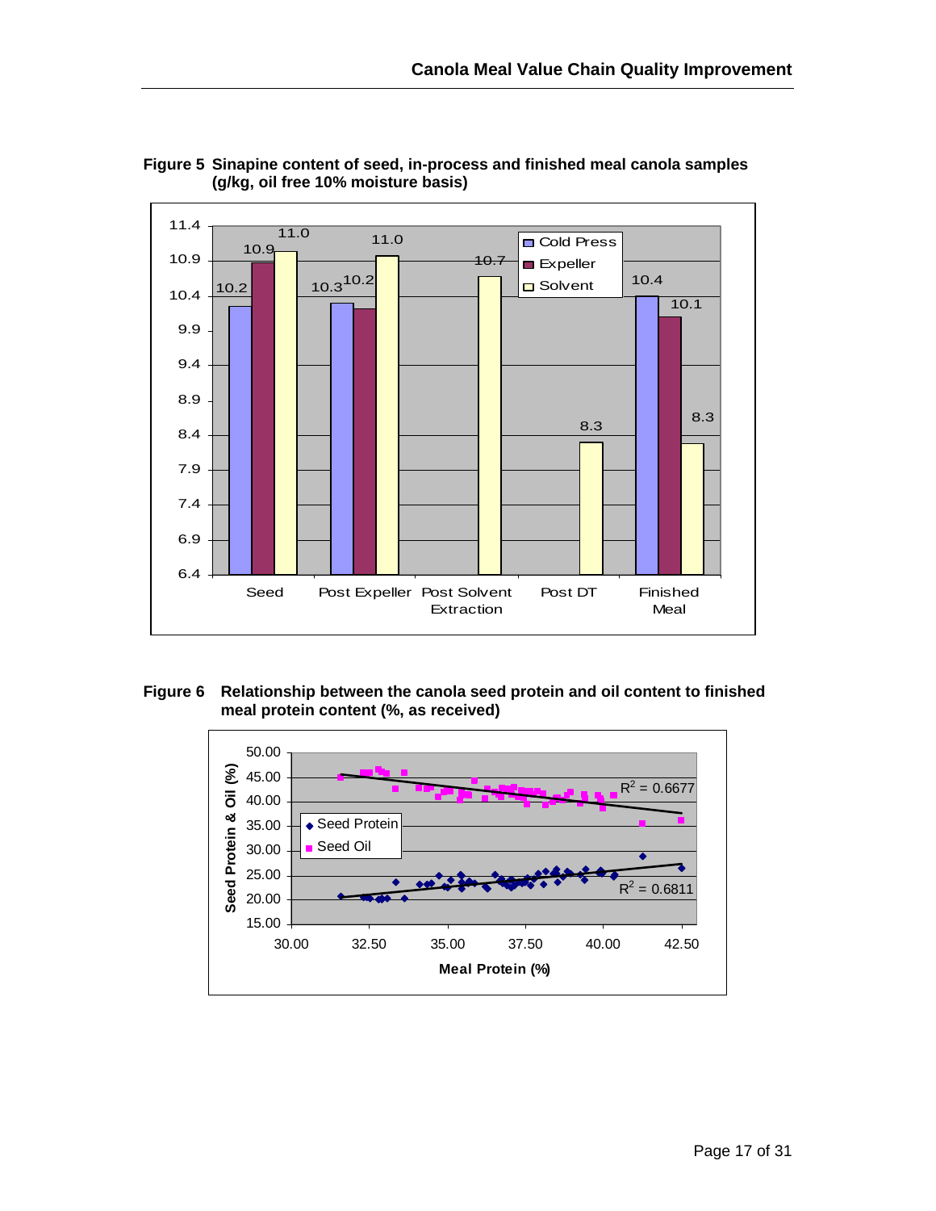**Figure 5 Sinapine content of seed, in-process and finished meal canola samples (g/kg, oil free 10% moisture basis)**

| | Cold Press | Expeller | Solvent |
|---|---|---|---|
| Seed | 10.2 | 10.9 | 11.0 |
| Post Expeller | 10.3 | 10.2 | 11.0 |
| Post Solvent Extraction | | | 10.7 |
| Post DT | | | 8.3 |
| Finished Meal | 10.4 | 10.1 | 8.3 |

**Figure 6 Relationship between the canola seed protein and oil content to finished meal protein content (%, as received)**

Seed Oil vs. Meal Protein (%): $R^2 = 0.6677$

Seed Protein vs. Meal Protein (%): $R^2 = 0.6811$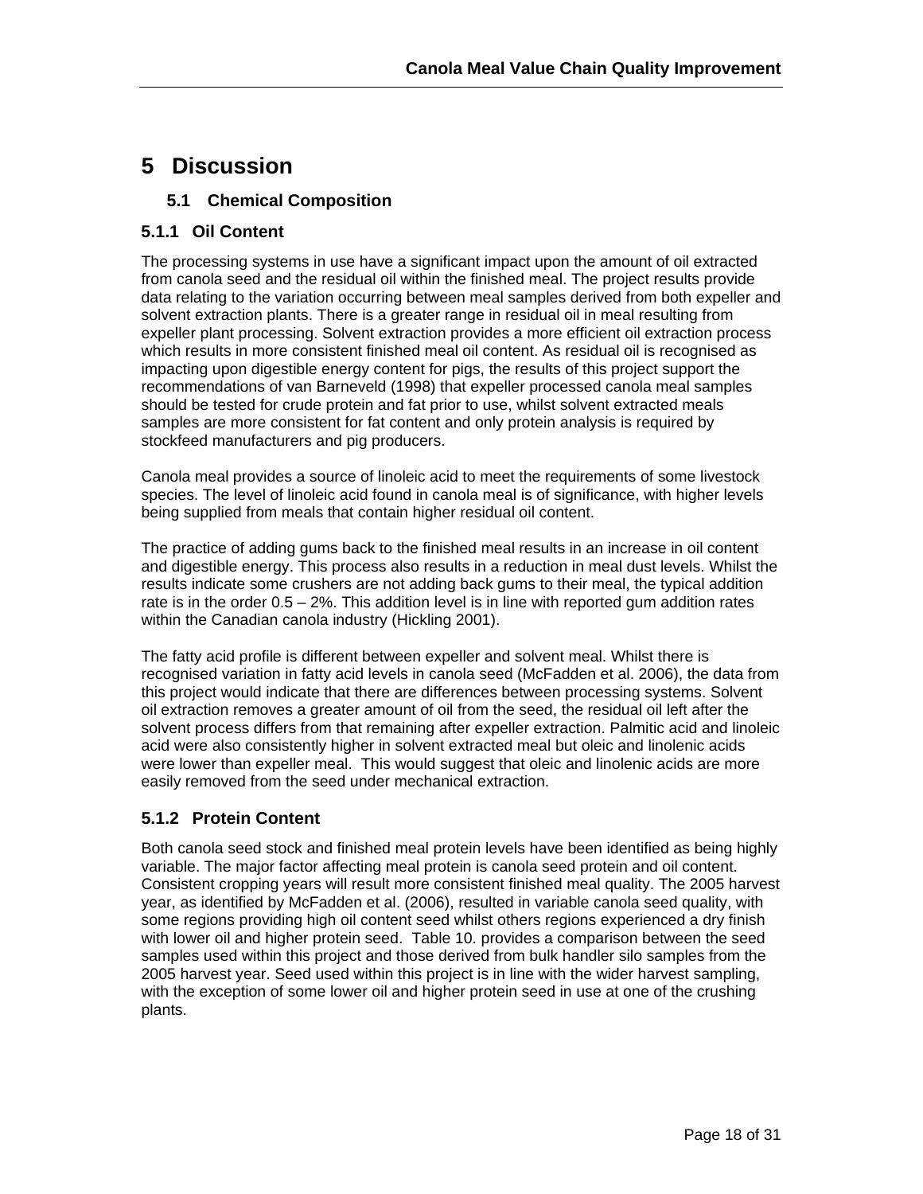# 5 Discussion

## 5.1 Chemical Composition

### 5.1.1 Oil Content

The processing systems in use have a significant impact upon the amount of oil extracted from canola seed and the residual oil within the finished meal. The project results provide data relating to the variation occurring between meal samples derived from both expeller and solvent extraction plants. There is a greater range in residual oil in meal resulting from expeller plant processing. Solvent extraction provides a more efficient oil extraction process which results in more consistent finished meal oil content. As residual oil is recognised as impacting upon digestible energy content for pigs, the results of this project support the recommendations of van Barneveld (1998) that expeller processed canola meal samples should be tested for crude protein and fat prior to use, whilst solvent extracted meals samples are more consistent for fat content and only protein analysis is required by stockfeed manufacturers and pig producers.

Canola meal provides a source of linoleic acid to meet the requirements of some livestock species. The level of linoleic acid found in canola meal is of significance, with higher levels being supplied from meals that contain higher residual oil content.

The practice of adding gums back to the finished meal results in an increase in oil content and digestible energy. This process also results in a reduction in meal dust levels. Whilst the results indicate some crushers are not adding back gums to their meal, the typical addition rate is in the order 0.5 – 2%. This addition level is in line with reported gum addition rates within the Canadian canola industry (Hickling 2001).

The fatty acid profile is different between expeller and solvent meal. Whilst there is recognised variation in fatty acid levels in canola seed (McFadden et al. 2006), the data from this project would indicate that there are differences between processing systems. Solvent oil extraction removes a greater amount of oil from the seed, the residual oil left after the solvent process differs from that remaining after expeller extraction. Palmitic acid and linoleic acid were also consistently higher in solvent extracted meal but oleic and linolenic acids were lower than expeller meal. This would suggest that oleic and linolenic acids are more easily removed from the seed under mechanical extraction.

### 5.1.2 Protein Content

Both canola seed stock and finished meal protein levels have been identified as being highly variable. The major factor affecting meal protein is canola seed protein and oil content. Consistent cropping years will result more consistent finished meal quality. The 2005 harvest year, as identified by McFadden et al. (2006), resulted in variable canola seed quality, with some regions providing high oil content seed whilst others regions experienced a dry finish with lower oil and higher protein seed. Table 10. provides a comparison between the seed samples used within this project and those derived from bulk handler silo samples from the 2005 harvest year. Seed used within this project is in line with the wider harvest sampling, with the exception of some lower oil and higher protein seed in use at one of the crushing plants.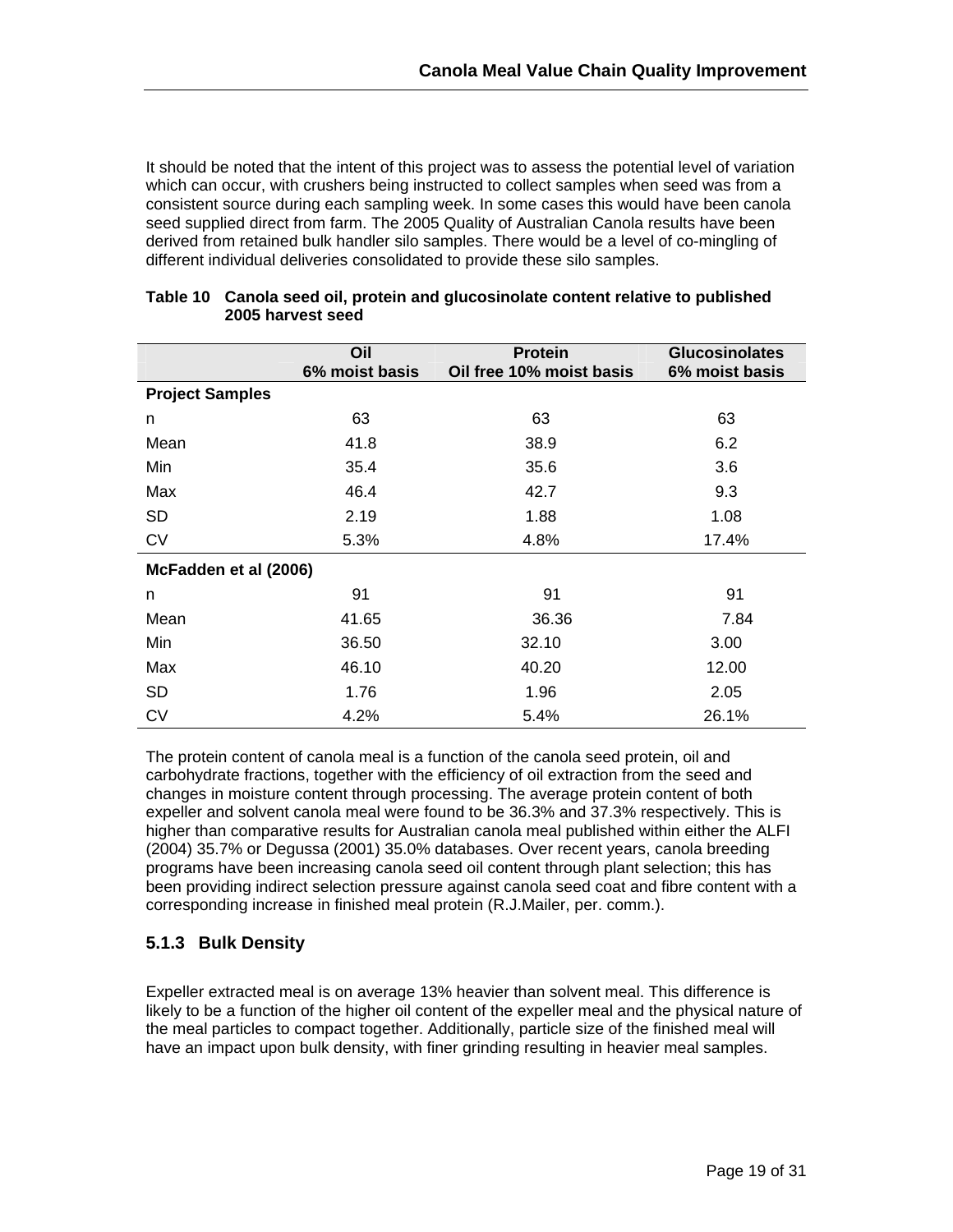It should be noted that the intent of this project was to assess the potential level of variation which can occur, with crushers being instructed to collect samples when seed was from a consistent source during each sampling week. In some cases this would have been canola seed supplied direct from farm. The 2005 Quality of Australian Canola results have been derived from retained bulk handler silo samples. There would be a level of co-mingling of different individual deliveries consolidated to provide these silo samples.

**Table 10 Canola seed oil, protein and glucosinolate content relative to published 2005 harvest seed**

| | Oil 6% moist basis | Protein Oil free 10% moist basis | Glucosinolates 6% moist basis |
|---|---|---|---|
| **Project Samples** | | | |
| n | 63 | 63 | 63 |
| Mean | 41.8 | 38.9 | 6.2 |
| Min | 35.4 | 35.6 | 3.6 |
| Max | 46.4 | 42.7 | 9.3 |
| SD | 2.19 | 1.88 | 1.08 |
| CV | 5.3% | 4.8% | 17.4% |
| **McFadden et al (2006)** | | | |
| n | 91 | 91 | 91 |
| Mean | 41.65 | 36.36 | 7.84 |
| Min | 36.50 | 32.10 | 3.00 |
| Max | 46.10 | 40.20 | 12.00 |
| SD | 1.76 | 1.96 | 2.05 |
| CV | 4.2% | 5.4% | 26.1% |

The protein content of canola meal is a function of the canola seed protein, oil and carbohydrate fractions, together with the efficiency of oil extraction from the seed and changes in moisture content through processing. The average protein content of both expeller and solvent canola meal were found to be 36.3% and 37.3% respectively. This is higher than comparative results for Australian canola meal published within either the ALFI (2004) 35.7% or Degussa (2001) 35.0% databases. Over recent years, canola breeding programs have been increasing canola seed oil content through plant selection; this has been providing indirect selection pressure against canola seed coat and fibre content with a corresponding increase in finished meal protein (R.J.Mailer, per. comm.).

### 5.1.3 Bulk Density

Expeller extracted meal is on average 13% heavier than solvent meal. This difference is likely to be a function of the higher oil content of the expeller meal and the physical nature of the meal particles to compact together. Additionally, particle size of the finished meal will have an impact upon bulk density, with finer grinding resulting in heavier meal samples.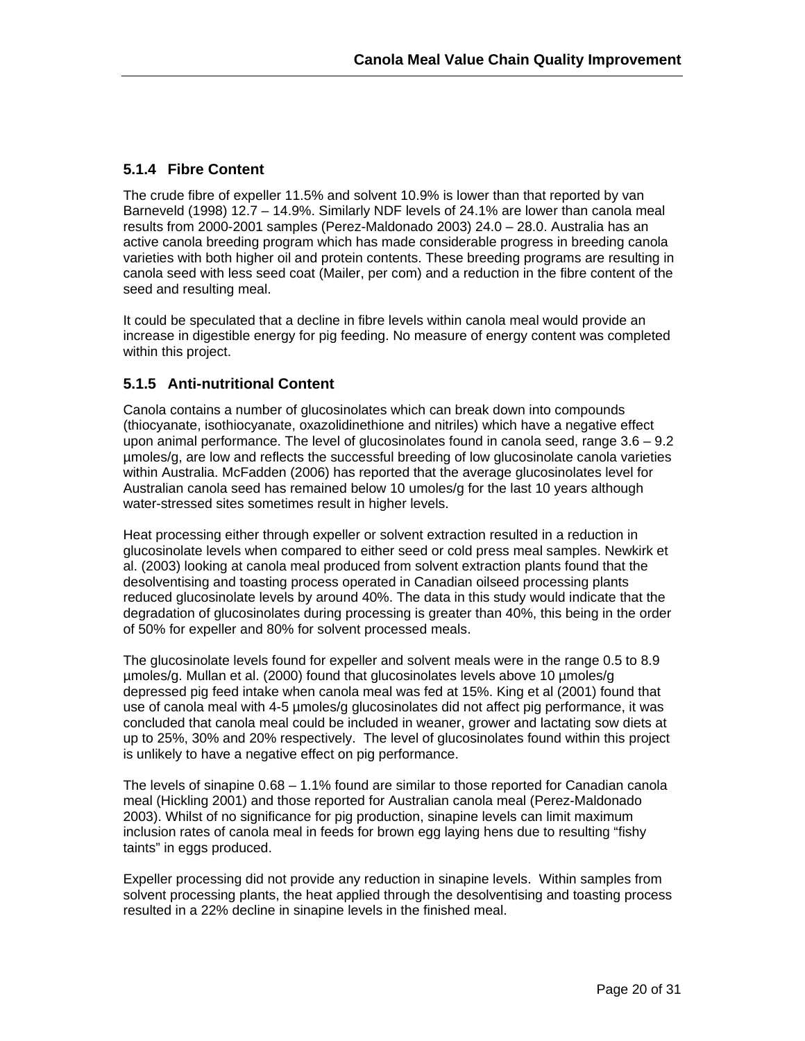### 5.1.4 Fibre Content

The crude fibre of expeller 11.5% and solvent 10.9% is lower than that reported by van Barneveld (1998) 12.7 – 14.9%. Similarly NDF levels of 24.1% are lower than canola meal results from 2000-2001 samples (Perez-Maldonado 2003) 24.0 – 28.0. Australia has an active canola breeding program which has made considerable progress in breeding canola varieties with both higher oil and protein contents. These breeding programs are resulting in canola seed with less seed coat (Mailer, per com) and a reduction in the fibre content of the seed and resulting meal.

It could be speculated that a decline in fibre levels within canola meal would provide an increase in digestible energy for pig feeding. No measure of energy content was completed within this project.

### 5.1.5 Anti-nutritional Content

Canola contains a number of glucosinolates which can break down into compounds (thiocyanate, isothiocyanate, oxazolidinethione and nitriles) which have a negative effect upon animal performance. The level of glucosinolates found in canola seed, range 3.6 – 9.2 µmoles/g, are low and reflects the successful breeding of low glucosinolate canola varieties within Australia. McFadden (2006) has reported that the average glucosinolates level for Australian canola seed has remained below 10 umoles/g for the last 10 years although water-stressed sites sometimes result in higher levels.

Heat processing either through expeller or solvent extraction resulted in a reduction in glucosinolate levels when compared to either seed or cold press meal samples. Newkirk et al. (2003) looking at canola meal produced from solvent extraction plants found that the desolventising and toasting process operated in Canadian oilseed processing plants reduced glucosinolate levels by around 40%. The data in this study would indicate that the degradation of glucosinolates during processing is greater than 40%, this being in the order of 50% for expeller and 80% for solvent processed meals.

The glucosinolate levels found for expeller and solvent meals were in the range 0.5 to 8.9 µmoles/g. Mullan et al. (2000) found that glucosinolates levels above 10 µmoles/g depressed pig feed intake when canola meal was fed at 15%. King et al (2001) found that use of canola meal with 4-5 µmoles/g glucosinolates did not affect pig performance, it was concluded that canola meal could be included in weaner, grower and lactating sow diets at up to 25%, 30% and 20% respectively. The level of glucosinolates found within this project is unlikely to have a negative effect on pig performance.

The levels of sinapine 0.68 – 1.1% found are similar to those reported for Canadian canola meal (Hickling 2001) and those reported for Australian canola meal (Perez-Maldonado 2003). Whilst of no significance for pig production, sinapine levels can limit maximum inclusion rates of canola meal in feeds for brown egg laying hens due to resulting "fishy taints" in eggs produced.

Expeller processing did not provide any reduction in sinapine levels. Within samples from solvent processing plants, the heat applied through the desolventising and toasting process resulted in a 22% decline in sinapine levels in the finished meal.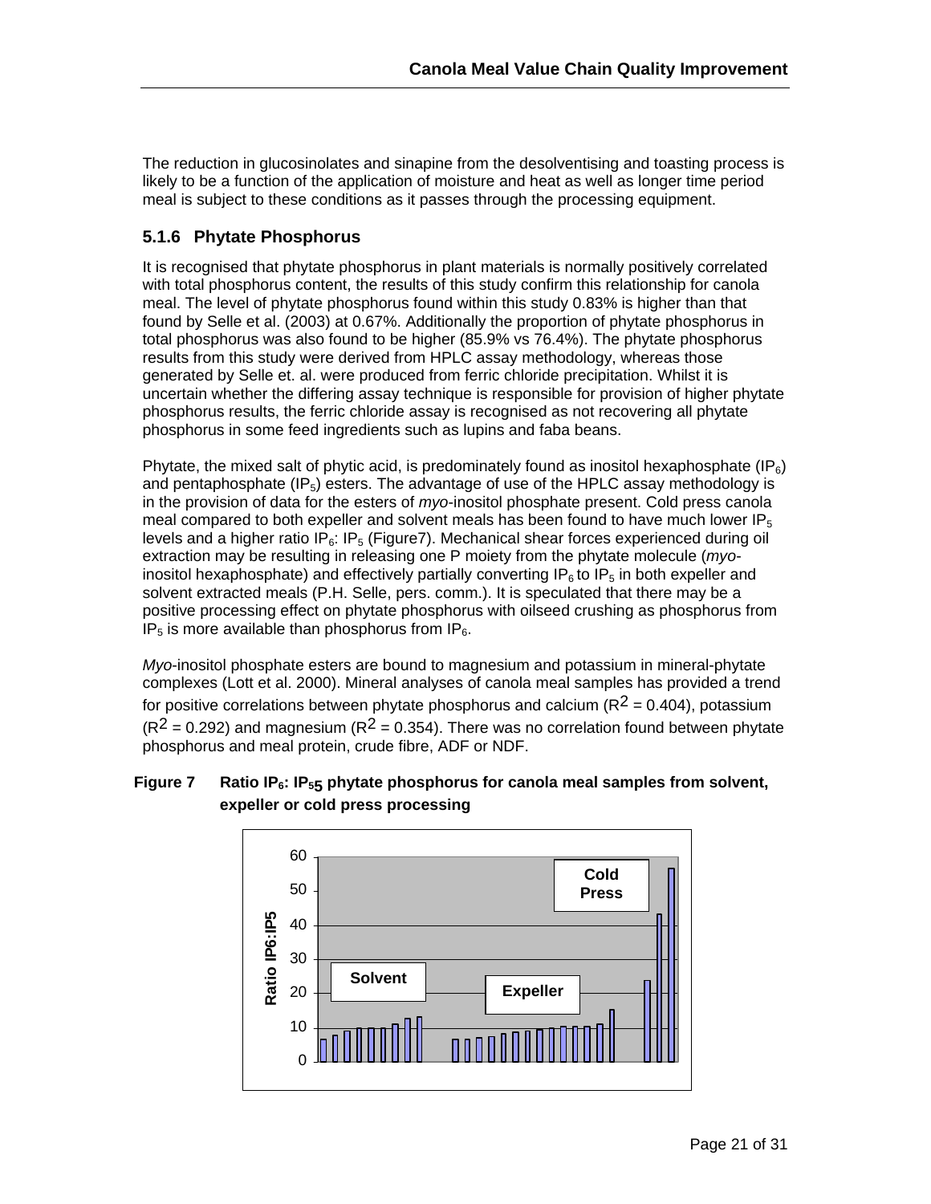The reduction in glucosinolates and sinapine from the desolventising and toasting process is likely to be a function of the application of moisture and heat as well as longer time period meal is subject to these conditions as it passes through the processing equipment.

### 5.1.6 Phytate Phosphorus

It is recognised that phytate phosphorus in plant materials is normally positively correlated with total phosphorus content, the results of this study confirm this relationship for canola meal. The level of phytate phosphorus found within this study 0.83% is higher than that found by Selle et al. (2003) at 0.67%. Additionally the proportion of phytate phosphorus in total phosphorus was also found to be higher (85.9% vs 76.4%). The phytate phosphorus results from this study were derived from HPLC assay methodology, whereas those generated by Selle et. al. were produced from ferric chloride precipitation. Whilst it is uncertain whether the differing assay technique is responsible for provision of higher phytate phosphorus results, the ferric chloride assay is recognised as not recovering all phytate phosphorus in some feed ingredients such as lupins and faba beans.

Phytate, the mixed salt of phytic acid, is predominately found as inositol hexaphosphate ($IP_6$) and pentaphosphate ($IP_5$) esters. The advantage of use of the HPLC assay methodology is in the provision of data for the esters of *myo*-inositol phosphate present. Cold press canola meal compared to both expeller and solvent meals has been found to have much lower $IP_5$ levels and a higher ratio $IP_6$: $IP_5$ (Figure7). Mechanical shear forces experienced during oil extraction may be resulting in releasing one P moiety from the phytate molecule (*myo*-inositol hexaphosphate) and effectively partially converting $IP_6$ to $IP_5$ in both expeller and solvent extracted meals (P.H. Selle, pers. comm.). It is speculated that there may be a positive processing effect on phytate phosphorus with oilseed crushing as phosphorus from $IP_5$ is more available than phosphorus from $IP_6$.

*Myo*-inositol phosphate esters are bound to magnesium and potassium in mineral-phytate complexes (Lott et al. 2000). Mineral analyses of canola meal samples has provided a trend for positive correlations between phytate phosphorus and calcium ($R^2$ = 0.404), potassium ($R^2$ = 0.292) and magnesium ($R^2$ = 0.354). There was no correlation found between phytate phosphorus and meal protein, crude fibre, ADF or NDF.

**Figure 7 Ratio $IP_6$: $IP_{55}$ phytate phosphorus for canola meal samples from solvent, expeller or cold press processing**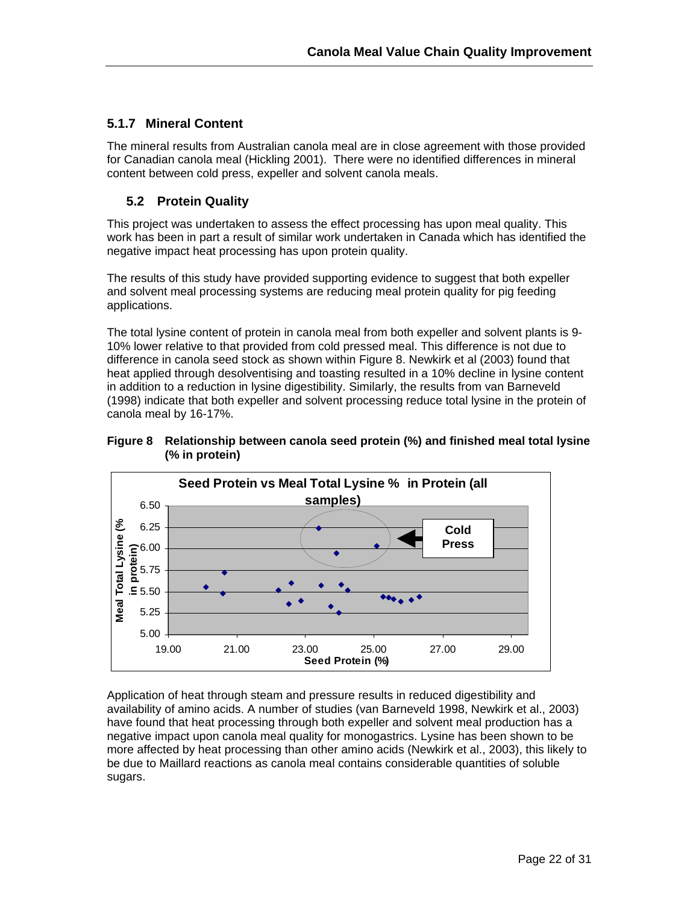### 5.1.7 Mineral Content

The mineral results from Australian canola meal are in close agreement with those provided for Canadian canola meal (Hickling 2001). There were no identified differences in mineral content between cold press, expeller and solvent canola meals.

## 5.2 Protein Quality

This project was undertaken to assess the effect processing has upon meal quality. This work has been in part a result of similar work undertaken in Canada which has identified the negative impact heat processing has upon protein quality.

The results of this study have provided supporting evidence to suggest that both expeller and solvent meal processing systems are reducing meal protein quality for pig feeding applications.

The total lysine content of protein in canola meal from both expeller and solvent plants is 9-10% lower relative to that provided from cold pressed meal. This difference is not due to difference in canola seed stock as shown within Figure 8. Newkirk et al (2003) found that heat applied through desolventising and toasting resulted in a 10% decline in lysine content in addition to a reduction in lysine digestibility. Similarly, the results from van Barneveld (1998) indicate that both expeller and solvent processing reduce total lysine in the protein of canola meal by 16-17%.

**Figure 8 Relationship between canola seed protein (%) and finished meal total lysine (% in protein)**

Application of heat through steam and pressure results in reduced digestibility and availability of amino acids. A number of studies (van Barneveld 1998, Newkirk et al., 2003) have found that heat processing through both expeller and solvent meal production has a negative impact upon canola meal quality for monogastrics. Lysine has been shown to be more affected by heat processing than other amino acids (Newkirk et al., 2003), this likely to be due to Maillard reactions as canola meal contains considerable quantities of soluble sugars.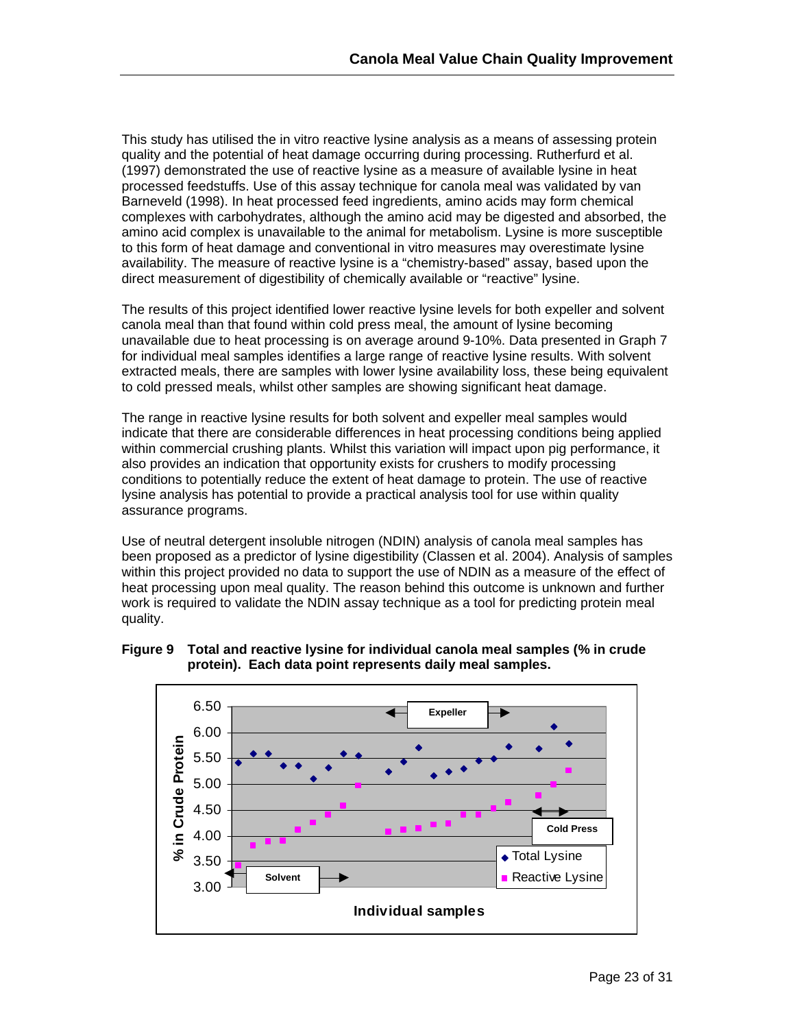This study has utilised the in vitro reactive lysine analysis as a means of assessing protein quality and the potential of heat damage occurring during processing. Rutherfurd et al. (1997) demonstrated the use of reactive lysine as a measure of available lysine in heat processed feedstuffs. Use of this assay technique for canola meal was validated by van Barneveld (1998). In heat processed feed ingredients, amino acids may form chemical complexes with carbohydrates, although the amino acid may be digested and absorbed, the amino acid complex is unavailable to the animal for metabolism. Lysine is more susceptible to this form of heat damage and conventional in vitro measures may overestimate lysine availability. The measure of reactive lysine is a "chemistry-based" assay, based upon the direct measurement of digestibility of chemically available or "reactive" lysine.

The results of this project identified lower reactive lysine levels for both expeller and solvent canola meal than that found within cold press meal, the amount of lysine becoming unavailable due to heat processing is on average around 9-10%. Data presented in Graph 7 for individual meal samples identifies a large range of reactive lysine results. With solvent extracted meals, there are samples with lower lysine availability loss, these being equivalent to cold pressed meals, whilst other samples are showing significant heat damage.

The range in reactive lysine results for both solvent and expeller meal samples would indicate that there are considerable differences in heat processing conditions being applied within commercial crushing plants. Whilst this variation will impact upon pig performance, it also provides an indication that opportunity exists for crushers to modify processing conditions to potentially reduce the extent of heat damage to protein. The use of reactive lysine analysis has potential to provide a practical analysis tool for use within quality assurance programs.

Use of neutral detergent insoluble nitrogen (NDIN) analysis of canola meal samples has been proposed as a predictor of lysine digestibility (Classen et al. 2004). Analysis of samples within this project provided no data to support the use of NDIN as a measure of the effect of heat processing upon meal quality. The reason behind this outcome is unknown and further work is required to validate the NDIN assay technique as a tool for predicting protein meal quality.

**Figure 9 Total and reactive lysine for individual canola meal samples (% in crude protein). Each data point represents daily meal samples.**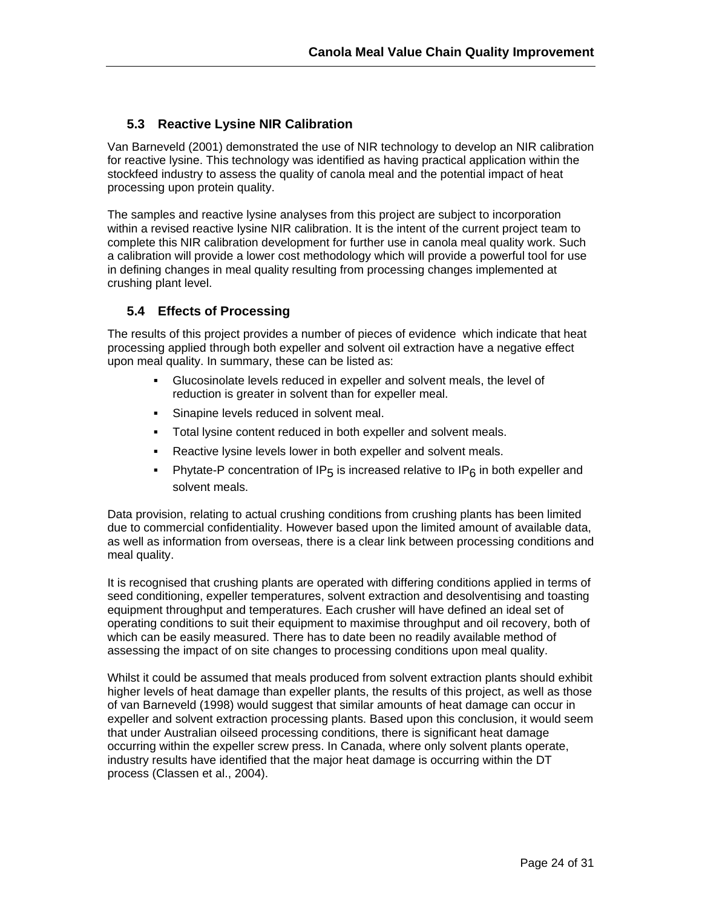## 5.3 Reactive Lysine NIR Calibration

Van Barneveld (2001) demonstrated the use of NIR technology to develop an NIR calibration for reactive lysine. This technology was identified as having practical application within the stockfeed industry to assess the quality of canola meal and the potential impact of heat processing upon protein quality.

The samples and reactive lysine analyses from this project are subject to incorporation within a revised reactive lysine NIR calibration. It is the intent of the current project team to complete this NIR calibration development for further use in canola meal quality work. Such a calibration will provide a lower cost methodology which will provide a powerful tool for use in defining changes in meal quality resulting from processing changes implemented at crushing plant level.

## 5.4 Effects of Processing

The results of this project provides a number of pieces of evidence which indicate that heat processing applied through both expeller and solvent oil extraction have a negative effect upon meal quality. In summary, these can be listed as:

- Glucosinolate levels reduced in expeller and solvent meals, the level of reduction is greater in solvent than for expeller meal.
- Sinapine levels reduced in solvent meal.
- Total lysine content reduced in both expeller and solvent meals.
- Reactive lysine levels lower in both expeller and solvent meals.
- Phytate-P concentration of $IP_5$ is increased relative to $IP_6$ in both expeller and solvent meals.

Data provision, relating to actual crushing conditions from crushing plants has been limited due to commercial confidentiality. However based upon the limited amount of available data, as well as information from overseas, there is a clear link between processing conditions and meal quality.

It is recognised that crushing plants are operated with differing conditions applied in terms of seed conditioning, expeller temperatures, solvent extraction and desolventising and toasting equipment throughput and temperatures. Each crusher will have defined an ideal set of operating conditions to suit their equipment to maximise throughput and oil recovery, both of which can be easily measured. There has to date been no readily available method of assessing the impact of on site changes to processing conditions upon meal quality.

Whilst it could be assumed that meals produced from solvent extraction plants should exhibit higher levels of heat damage than expeller plants, the results of this project, as well as those of van Barneveld (1998) would suggest that similar amounts of heat damage can occur in expeller and solvent extraction processing plants. Based upon this conclusion, it would seem that under Australian oilseed processing conditions, there is significant heat damage occurring within the expeller screw press. In Canada, where only solvent plants operate, industry results have identified that the major heat damage is occurring within the DT process (Classen et al., 2004).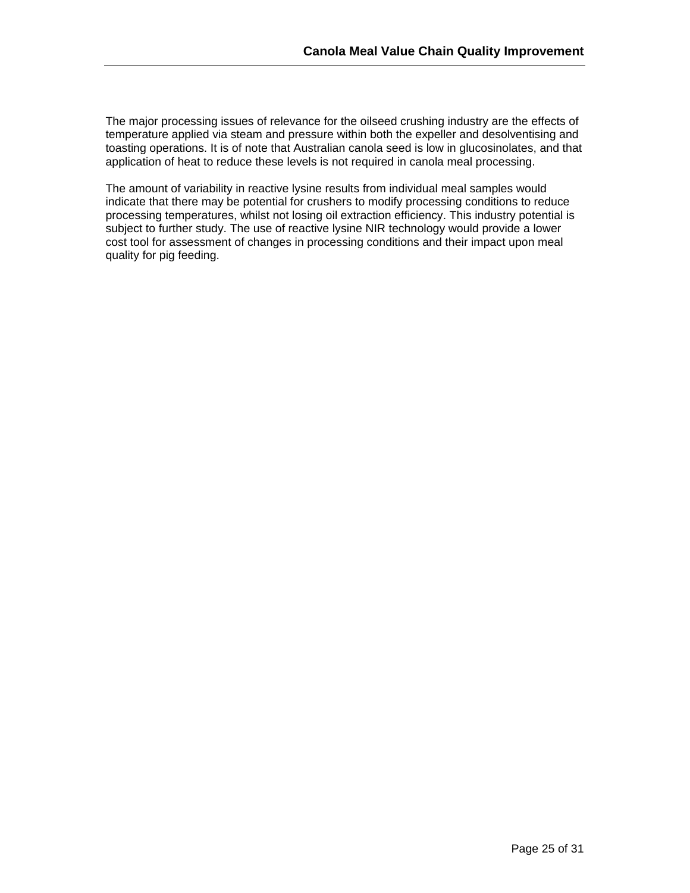The major processing issues of relevance for the oilseed crushing industry are the effects of temperature applied via steam and pressure within both the expeller and desolventising and toasting operations. It is of note that Australian canola seed is low in glucosinolates, and that application of heat to reduce these levels is not required in canola meal processing.

The amount of variability in reactive lysine results from individual meal samples would indicate that there may be potential for crushers to modify processing conditions to reduce processing temperatures, whilst not losing oil extraction efficiency. This industry potential is subject to further study. The use of reactive lysine NIR technology would provide a lower cost tool for assessment of changes in processing conditions and their impact upon meal quality for pig feeding.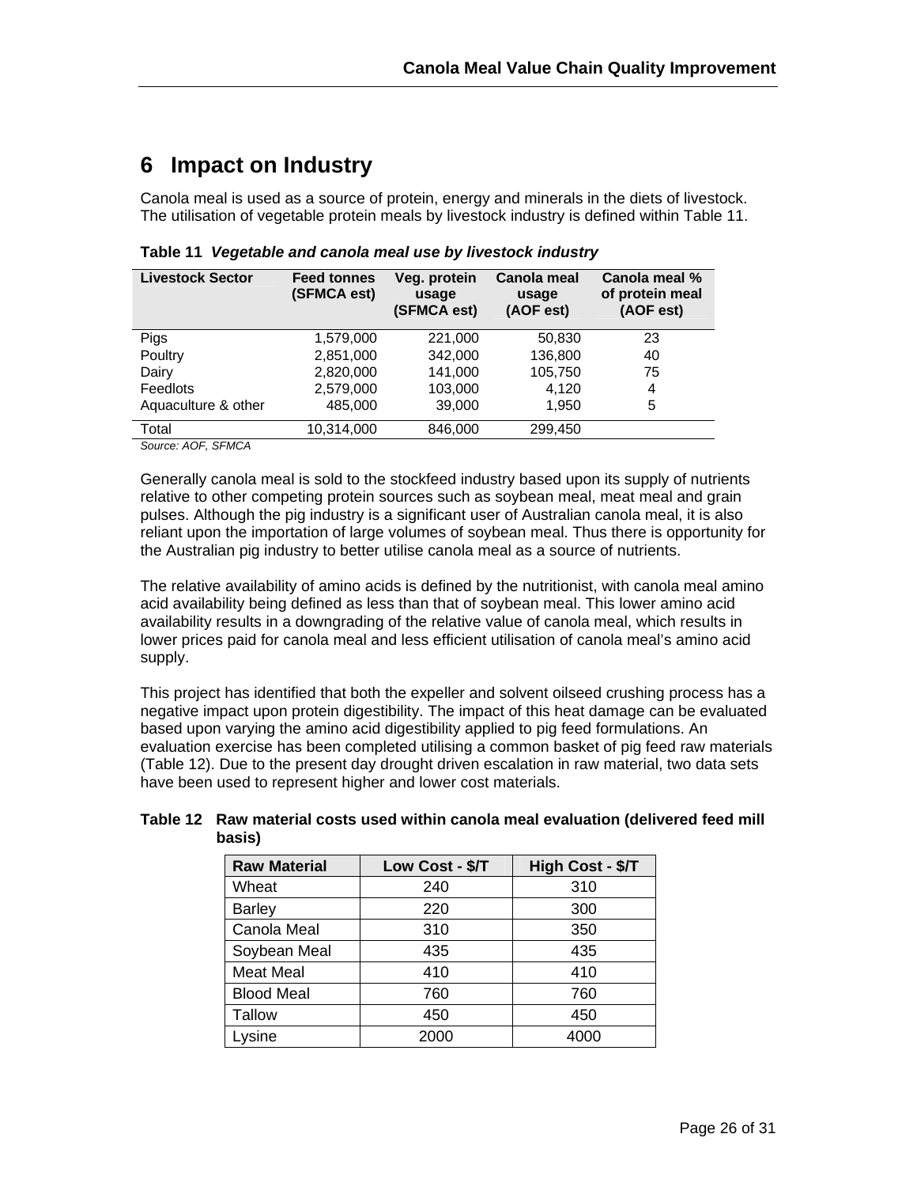# 6 Impact on Industry

Canola meal is used as a source of protein, energy and minerals in the diets of livestock. The utilisation of vegetable protein meals by livestock industry is defined within Table 11.

**Table 11** ***Vegetable and canola meal use by livestock industry***

| Livestock Sector | Feed tonnes (SFMCA est) | Veg. protein usage (SFMCA est) | Canola meal usage (AOF est) | Canola meal % of protein meal (AOF est) |
|---|---|---|---|---|
| Pigs | 1,579,000 | 221,000 | 50,830 | 23 |
| Poultry | 2,851,000 | 342,000 | 136,800 | 40 |
| Dairy | 2,820,000 | 141,000 | 105,750 | 75 |
| Feedlots | 2,579,000 | 103,000 | 4,120 | 4 |
| Aquaculture & other | 485,000 | 39,000 | 1,950 | 5 |
| Total | 10,314,000 | 846,000 | 299,450 | |

*Source: AOF, SFMCA*

Generally canola meal is sold to the stockfeed industry based upon its supply of nutrients relative to other competing protein sources such as soybean meal, meat meal and grain pulses. Although the pig industry is a significant user of Australian canola meal, it is also reliant upon the importation of large volumes of soybean meal. Thus there is opportunity for the Australian pig industry to better utilise canola meal as a source of nutrients.

The relative availability of amino acids is defined by the nutritionist, with canola meal amino acid availability being defined as less than that of soybean meal. This lower amino acid availability results in a downgrading of the relative value of canola meal, which results in lower prices paid for canola meal and less efficient utilisation of canola meal's amino acid supply.

This project has identified that both the expeller and solvent oilseed crushing process has a negative impact upon protein digestibility. The impact of this heat damage can be evaluated based upon varying the amino acid digestibility applied to pig feed formulations. An evaluation exercise has been completed utilising a common basket of pig feed raw materials (Table 12). Due to the present day drought driven escalation in raw material, two data sets have been used to represent higher and lower cost materials.

**Table 12 Raw material costs used within canola meal evaluation (delivered feed mill basis)**

| Raw Material | Low Cost - $/T | High Cost - $/T |
|---|---|---|
| Wheat | 240 | 310 |
| Barley | 220 | 300 |
| Canola Meal | 310 | 350 |
| Soybean Meal | 435 | 435 |
| Meat Meal | 410 | 410 |
| Blood Meal | 760 | 760 |
| Tallow | 450 | 450 |
| Lysine | 2000 | 4000 |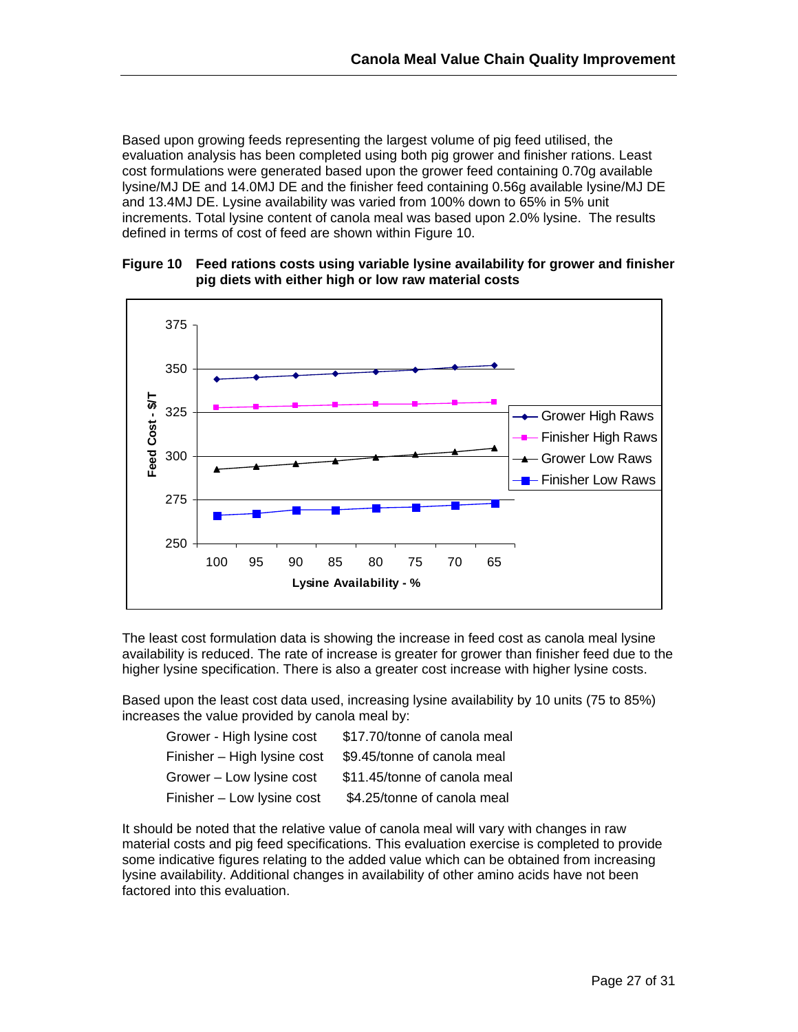Based upon growing feeds representing the largest volume of pig feed utilised, the evaluation analysis has been completed using both pig grower and finisher rations. Least cost formulations were generated based upon the grower feed containing 0.70g available lysine/MJ DE and 14.0MJ DE and the finisher feed containing 0.56g available lysine/MJ DE and 13.4MJ DE. Lysine availability was varied from 100% down to 65% in 5% unit increments. Total lysine content of canola meal was based upon 2.0% lysine. The results defined in terms of cost of feed are shown within Figure 10.

**Figure 10 Feed rations costs using variable lysine availability for grower and finisher pig diets with either high or low raw material costs**

The least cost formulation data is showing the increase in feed cost as canola meal lysine availability is reduced. The rate of increase is greater for grower than finisher feed due to the higher lysine specification. There is also a greater cost increase with higher lysine costs.

Based upon the least cost data used, increasing lysine availability by 10 units (75 to 85%) increases the value provided by canola meal by:

| | |
|---|---|
| Grower - High lysine cost | $17.70/tonne of canola meal |
| Finisher – High lysine cost | $9.45/tonne of canola meal |
| Grower – Low lysine cost | $11.45/tonne of canola meal |
| Finisher – Low lysine cost | $4.25/tonne of canola meal |

It should be noted that the relative value of canola meal will vary with changes in raw material costs and pig feed specifications. This evaluation exercise is completed to provide some indicative figures relating to the added value which can be obtained from increasing lysine availability. Additional changes in availability of other amino acids have not been factored into this evaluation.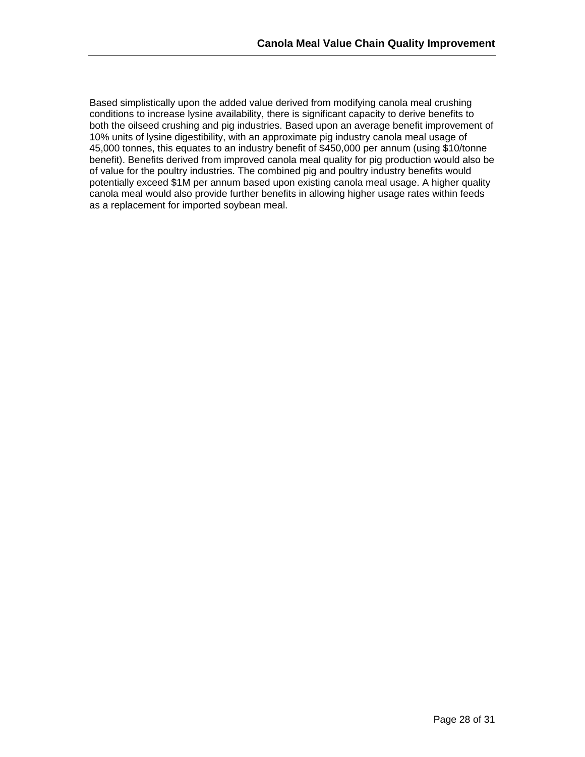Based simplistically upon the added value derived from modifying canola meal crushing conditions to increase lysine availability, there is significant capacity to derive benefits to both the oilseed crushing and pig industries. Based upon an average benefit improvement of 10% units of lysine digestibility, with an approximate pig industry canola meal usage of 45,000 tonnes, this equates to an industry benefit of $450,000 per annum (using $10/tonne benefit). Benefits derived from improved canola meal quality for pig production would also be of value for the poultry industries. The combined pig and poultry industry benefits would potentially exceed $1M per annum based upon existing canola meal usage. A higher quality canola meal would also provide further benefits in allowing higher usage rates within feeds as a replacement for imported soybean meal.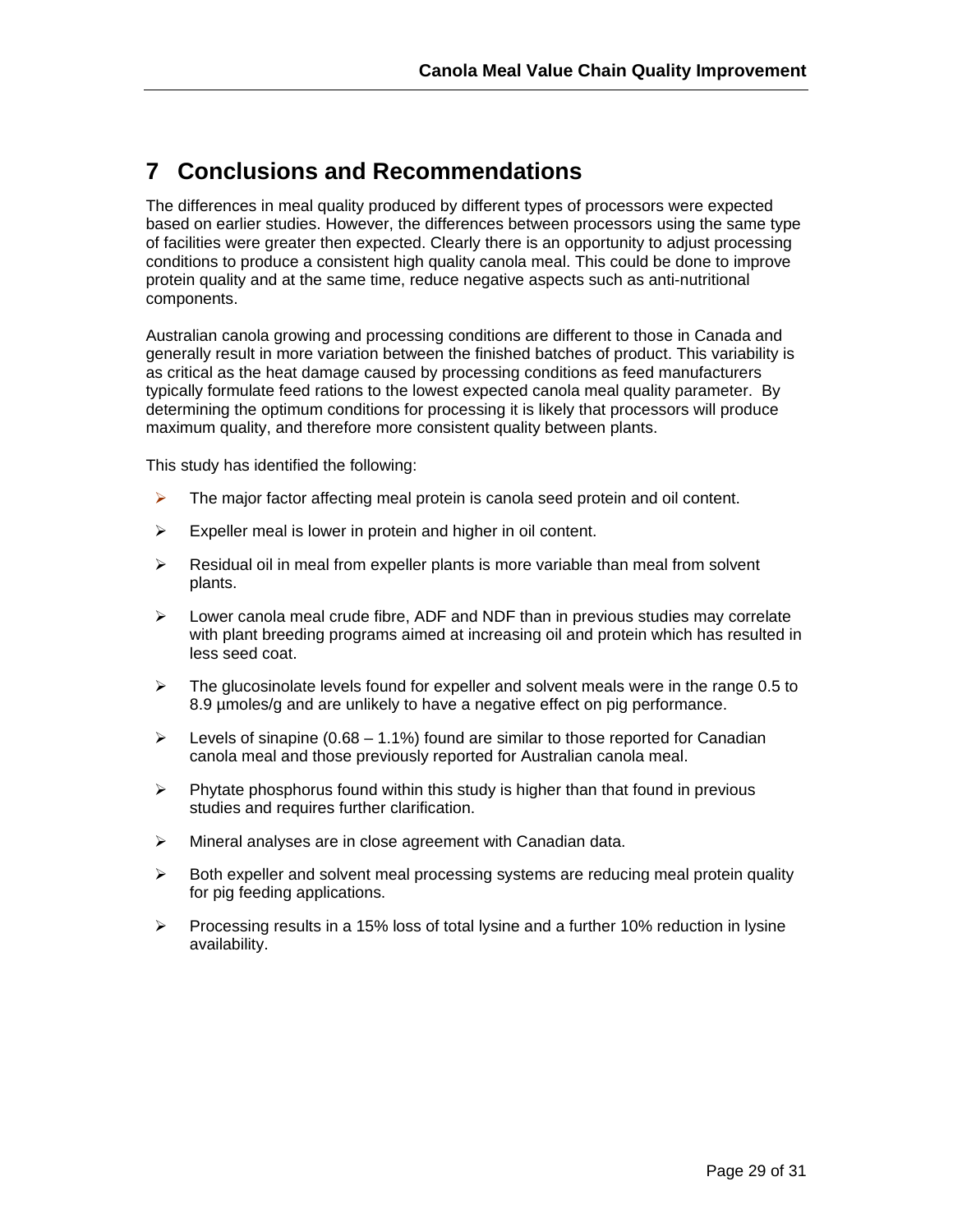# 7 Conclusions and Recommendations

The differences in meal quality produced by different types of processors were expected based on earlier studies. However, the differences between processors using the same type of facilities were greater then expected. Clearly there is an opportunity to adjust processing conditions to produce a consistent high quality canola meal. This could be done to improve protein quality and at the same time, reduce negative aspects such as anti-nutritional components.

Australian canola growing and processing conditions are different to those in Canada and generally result in more variation between the finished batches of product. This variability is as critical as the heat damage caused by processing conditions as feed manufacturers typically formulate feed rations to the lowest expected canola meal quality parameter. By determining the optimum conditions for processing it is likely that processors will produce maximum quality, and therefore more consistent quality between plants.

This study has identified the following:

- The major factor affecting meal protein is canola seed protein and oil content.
- Expeller meal is lower in protein and higher in oil content.
- Residual oil in meal from expeller plants is more variable than meal from solvent plants.
- Lower canola meal crude fibre, ADF and NDF than in previous studies may correlate with plant breeding programs aimed at increasing oil and protein which has resulted in less seed coat.
- The glucosinolate levels found for expeller and solvent meals were in the range 0.5 to 8.9 µmoles/g and are unlikely to have a negative effect on pig performance.
- Levels of sinapine (0.68 – 1.1%) found are similar to those reported for Canadian canola meal and those previously reported for Australian canola meal.
- Phytate phosphorus found within this study is higher than that found in previous studies and requires further clarification.
- Mineral analyses are in close agreement with Canadian data.
- Both expeller and solvent meal processing systems are reducing meal protein quality for pig feeding applications.
- Processing results in a 15% loss of total lysine and a further 10% reduction in lysine availability.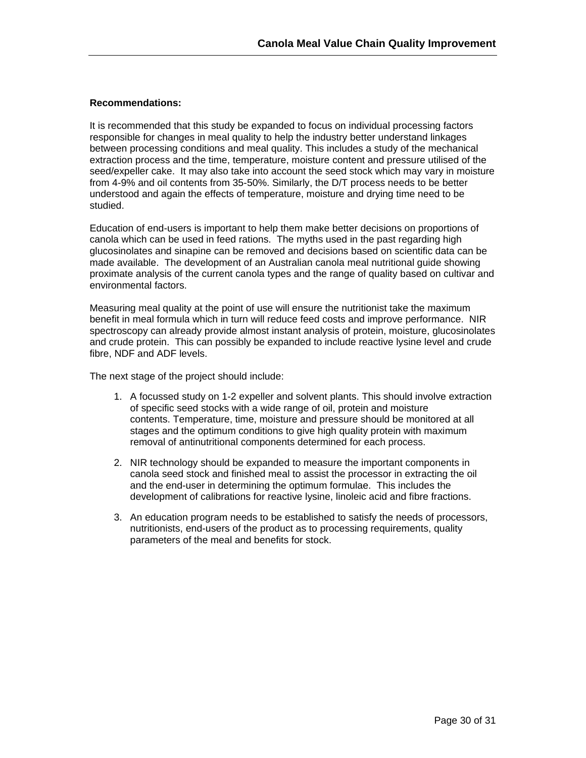**Recommendations:**

It is recommended that this study be expanded to focus on individual processing factors responsible for changes in meal quality to help the industry better understand linkages between processing conditions and meal quality. This includes a study of the mechanical extraction process and the time, temperature, moisture content and pressure utilised of the seed/expeller cake. It may also take into account the seed stock which may vary in moisture from 4-9% and oil contents from 35-50%. Similarly, the D/T process needs to be better understood and again the effects of temperature, moisture and drying time need to be studied.

Education of end-users is important to help them make better decisions on proportions of canola which can be used in feed rations. The myths used in the past regarding high glucosinolates and sinapine can be removed and decisions based on scientific data can be made available. The development of an Australian canola meal nutritional guide showing proximate analysis of the current canola types and the range of quality based on cultivar and environmental factors.

Measuring meal quality at the point of use will ensure the nutritionist take the maximum benefit in meal formula which in turn will reduce feed costs and improve performance. NIR spectroscopy can already provide almost instant analysis of protein, moisture, glucosinolates and crude protein. This can possibly be expanded to include reactive lysine level and crude fibre, NDF and ADF levels.

The next stage of the project should include:

1. A focussed study on 1-2 expeller and solvent plants. This should involve extraction of specific seed stocks with a wide range of oil, protein and moisture contents. Temperature, time, moisture and pressure should be monitored at all stages and the optimum conditions to give high quality protein with maximum removal of antinutritional components determined for each process.

2. NIR technology should be expanded to measure the important components in canola seed stock and finished meal to assist the processor in extracting the oil and the end-user in determining the optimum formulae. This includes the development of calibrations for reactive lysine, linoleic acid and fibre fractions.

3. An education program needs to be established to satisfy the needs of processors, nutritionists, end-users of the product as to processing requirements, quality parameters of the meal and benefits for stock.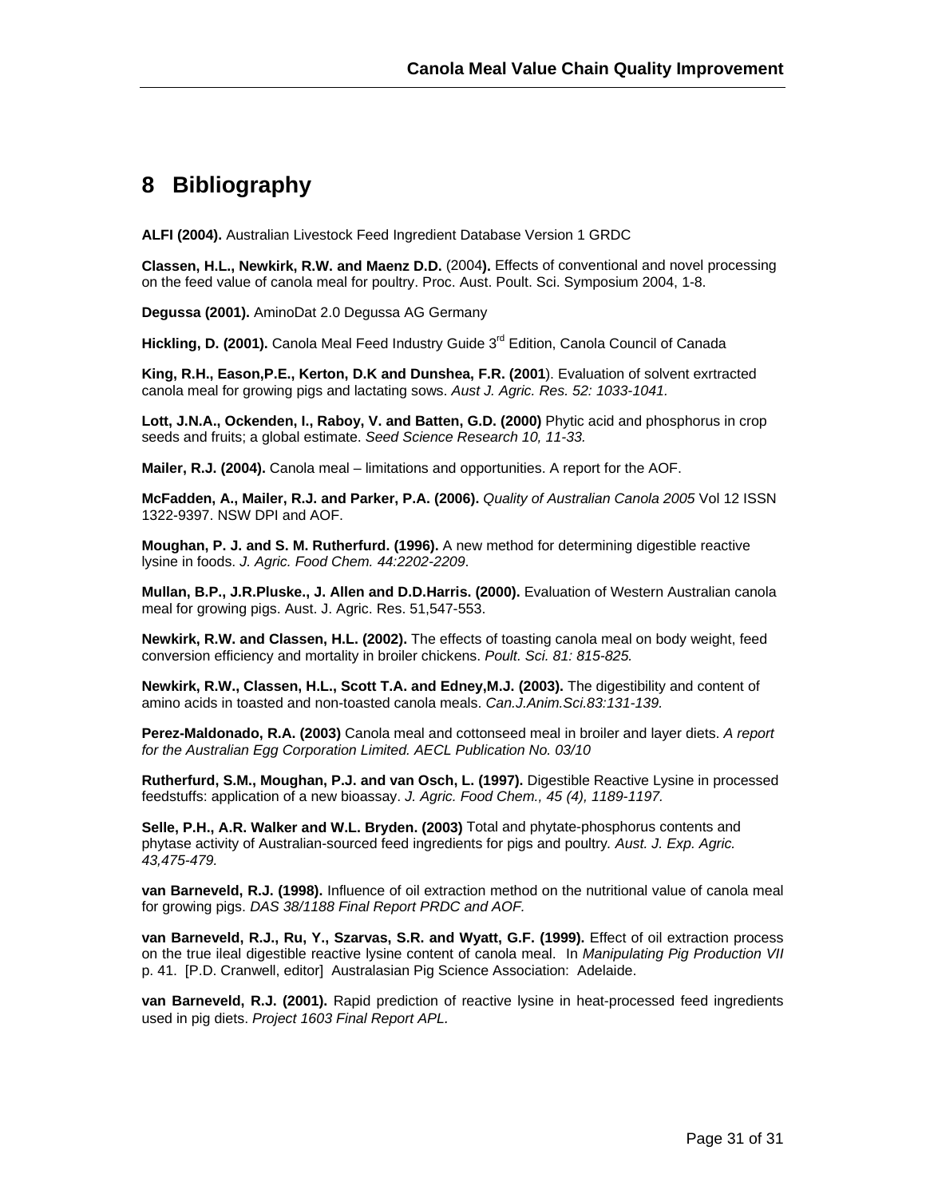# 8 Bibliography

**ALFI (2004).** Australian Livestock Feed Ingredient Database Version 1 GRDC

**Classen, H.L., Newkirk, R.W. and Maenz D.D.** (2004**).** Effects of conventional and novel processing on the feed value of canola meal for poultry. Proc. Aust. Poult. Sci. Symposium 2004, 1-8.

**Degussa (2001).** AminoDat 2.0 Degussa AG Germany

**Hickling, D. (2001).** Canola Meal Feed Industry Guide 3rd Edition, Canola Council of Canada

**King, R.H., Eason,P.E., Kerton, D.K and Dunshea, F.R. (2001**). Evaluation of solvent exrtracted canola meal for growing pigs and lactating sows. *Aust J. Agric. Res. 52: 1033-1041.*

**Lott, J.N.A., Ockenden, I., Raboy, V. and Batten, G.D. (2000)** Phytic acid and phosphorus in crop seeds and fruits; a global estimate. *Seed Science Research 10, 11-33.*

**Mailer, R.J. (2004).** Canola meal – limitations and opportunities. A report for the AOF.

**McFadden, A., Mailer, R.J. and Parker, P.A. (2006).** *Quality of Australian Canola 2005* Vol 12 ISSN 1322-9397. NSW DPI and AOF.

**Moughan, P. J. and S. M. Rutherfurd. (1996).** A new method for determining digestible reactive lysine in foods. *J. Agric. Food Chem. 44:2202-2209*.

**Mullan, B.P., J.R.Pluske., J. Allen and D.D.Harris. (2000).** Evaluation of Western Australian canola meal for growing pigs. Aust. J. Agric. Res. 51,547-553.

**Newkirk, R.W. and Classen, H.L. (2002).** The effects of toasting canola meal on body weight, feed conversion efficiency and mortality in broiler chickens. *Poult. Sci. 81: 815-825.*

**Newkirk, R.W., Classen, H.L., Scott T.A. and Edney,M.J. (2003).** The digestibility and content of amino acids in toasted and non-toasted canola meals. *Can.J.Anim.Sci.83:131-139.*

**Perez-Maldonado, R.A. (2003)** Canola meal and cottonseed meal in broiler and layer diets. *A report for the Australian Egg Corporation Limited. AECL Publication No. 03/10*

**Rutherfurd, S.M., Moughan, P.J. and van Osch, L. (1997).** Digestible Reactive Lysine in processed feedstuffs: application of a new bioassay. *J. Agric. Food Chem., 45 (4), 1189-1197.*

**Selle, P.H., A.R. Walker and W.L. Bryden. (2003)** Total and phytate-phosphorus contents and phytase activity of Australian-sourced feed ingredients for pigs and poultry. *Aust. J. Exp. Agric. 43,475-479.*

**van Barneveld, R.J. (1998).** Influence of oil extraction method on the nutritional value of canola meal for growing pigs. *DAS 38/1188 Final Report PRDC and AOF.*

**van Barneveld, R.J., Ru, Y., Szarvas, S.R. and Wyatt, G.F. (1999).** Effect of oil extraction process on the true ileal digestible reactive lysine content of canola meal. In *Manipulating Pig Production VII* p. 41. [P.D. Cranwell, editor] Australasian Pig Science Association: Adelaide.

**van Barneveld, R.J. (2001).** Rapid prediction of reactive lysine in heat-processed feed ingredients used in pig diets. *Project 1603 Final Report APL.*